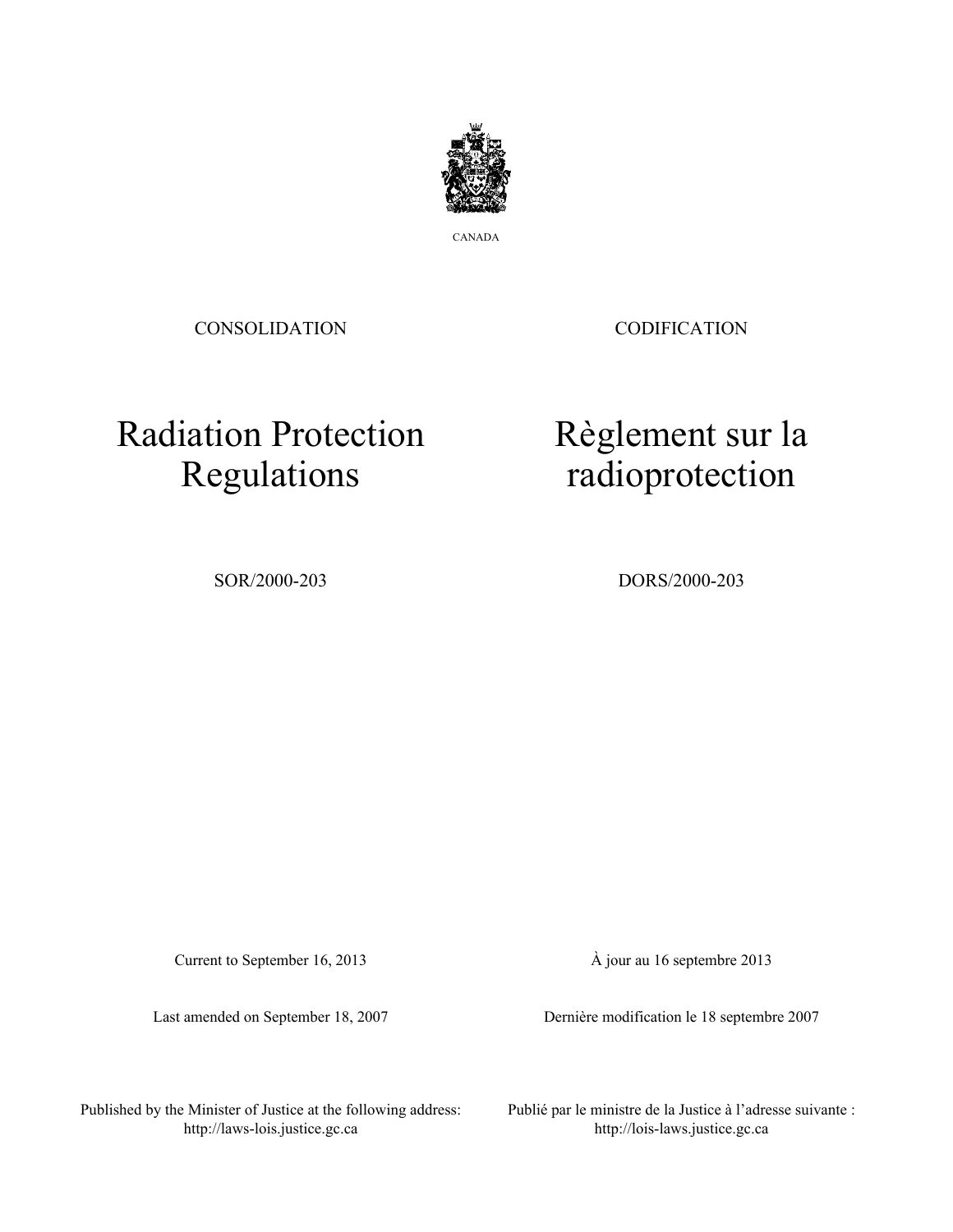CANADA

CONSOLIDATION

CODIFICATION

# Radiation Protection Regulations

# Règlement sur la radioprotection

SOR/2000-203

DORS/2000-203

Current to September 16, 2013

À jour au 16 septembre 2013

Last amended on September 18, 2007

Dernière modification le 18 septembre 2007

Published by the Minister of Justice at the following address:
http://laws-lois.justice.gc.ca

Publié par le ministre de la Justice à l'adresse suivante :
http://lois-laws.justice.gc.ca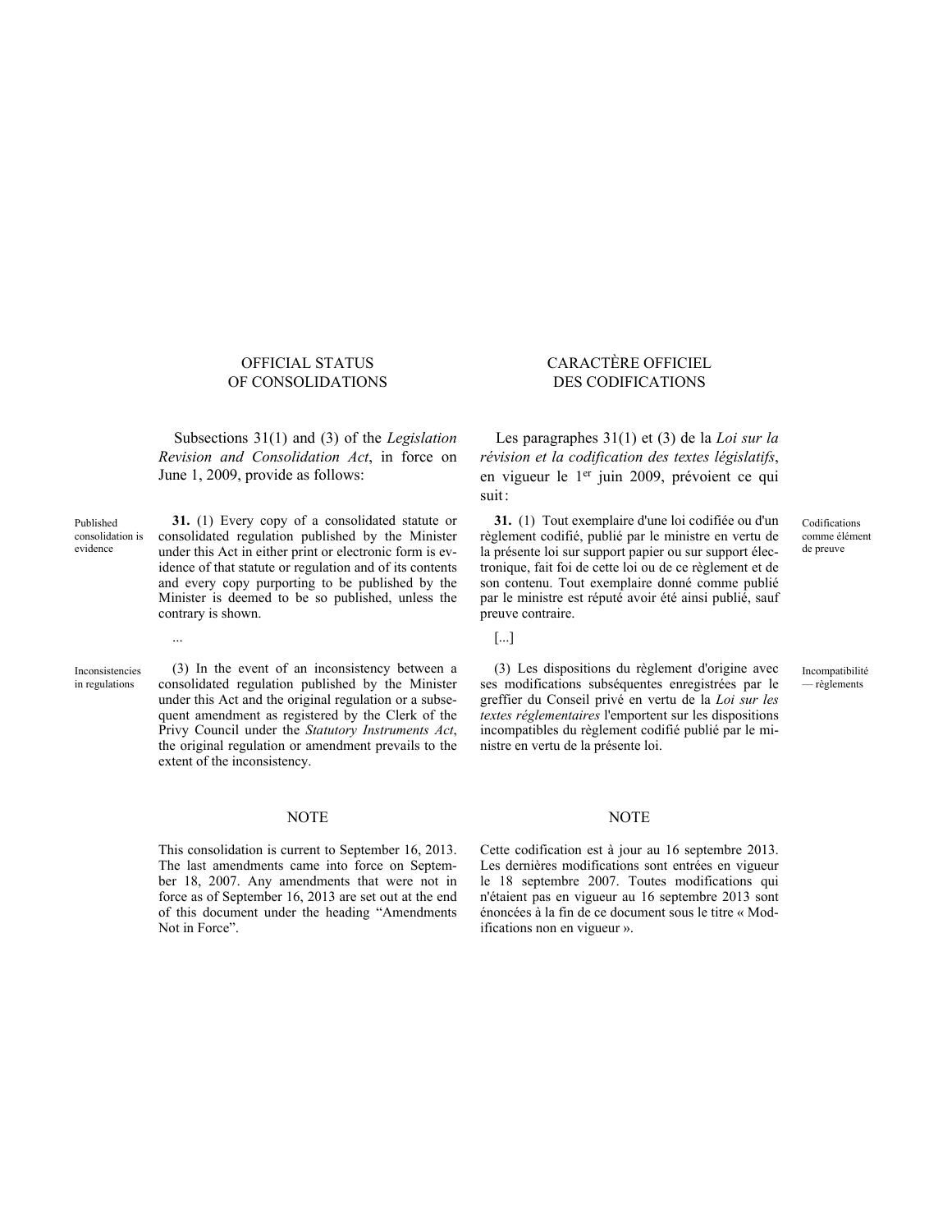## OFFICIAL STATUS OF CONSOLIDATIONS

Subsections 31(1) and (3) of the *Legislation Revision and Consolidation Act*, in force on June 1, 2009, provide as follows:

Published consolidation is evidence

**31.** (1) Every copy of a consolidated statute or consolidated regulation published by the Minister under this Act in either print or electronic form is evidence of that statute or regulation and of its contents and every copy purporting to be published by the Minister is deemed to be so published, unless the contrary is shown.

...

Inconsistencies in regulations

(3) In the event of an inconsistency between a consolidated regulation published by the Minister under this Act and the original regulation or a subsequent amendment as registered by the Clerk of the Privy Council under the *Statutory Instruments Act*, the original regulation or amendment prevails to the extent of the inconsistency.

### NOTE

This consolidation is current to September 16, 2013. The last amendments came into force on September 18, 2007. Any amendments that were not in force as of September 16, 2013 are set out at the end of this document under the heading "Amendments Not in Force".

## CARACTÈRE OFFICIEL DES CODIFICATIONS

Les paragraphes 31(1) et (3) de la *Loi sur la révision et la codification des textes législatifs*, en vigueur le 1er juin 2009, prévoient ce qui suit :

Codifications comme élément de preuve

**31.** (1) Tout exemplaire d'une loi codifiée ou d'un règlement codifié, publié par le ministre en vertu de la présente loi sur support papier ou sur support électronique, fait foi de cette loi ou de ce règlement et de son contenu. Tout exemplaire donné comme publié par le ministre est réputé avoir été ainsi publié, sauf preuve contraire.

[...]

Incompatibilité — règlements

(3) Les dispositions du règlement d'origine avec ses modifications subséquentes enregistrées par le greffier du Conseil privé en vertu de la *Loi sur les textes réglementaires* l'emportent sur les dispositions incompatibles du règlement codifié publié par le ministre en vertu de la présente loi.

### NOTE

Cette codification est à jour au 16 septembre 2013. Les dernières modifications sont entrées en vigueur le 18 septembre 2007. Toutes modifications qui n'étaient pas en vigueur au 16 septembre 2013 sont énoncées à la fin de ce document sous le titre « Modifications non en vigueur ».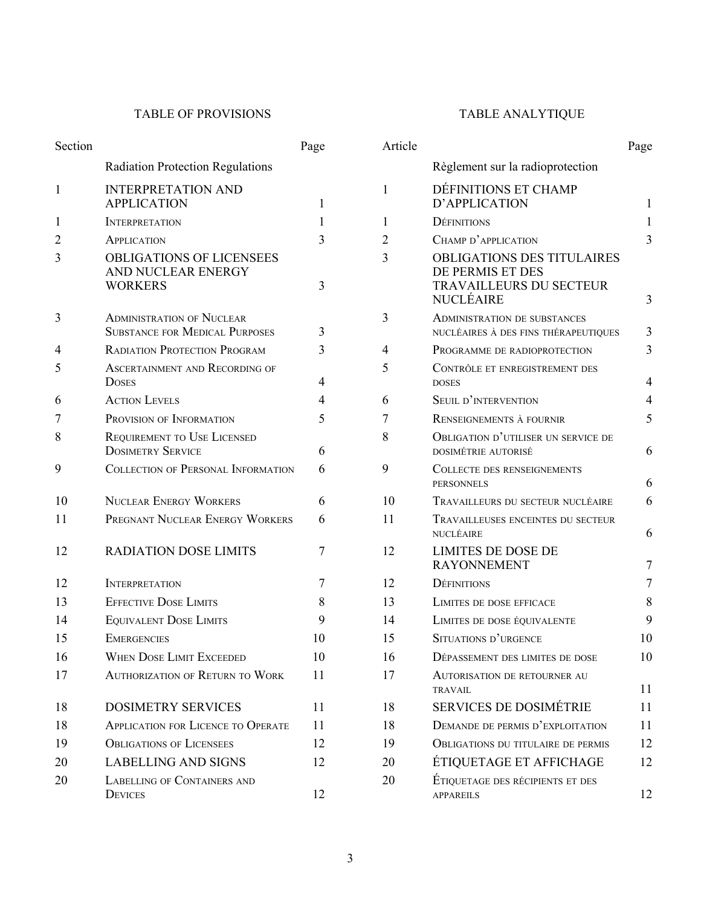## TABLE OF PROVISIONS

| Section | | Page |
|---|---|---|
| | Radiation Protection Regulations | |
| 1 | INTERPRETATION AND APPLICATION | 1 |
| 1 | Interpretation | 1 |
| 2 | Application | 3 |
| 3 | OBLIGATIONS OF LICENSEES AND NUCLEAR ENERGY WORKERS | 3 |
| 3 | Administration of Nuclear Substance for Medical Purposes | 3 |
| 4 | Radiation Protection Program | 3 |
| 5 | Ascertainment and Recording of Doses | 4 |
| 6 | Action Levels | 4 |
| 7 | Provision of Information | 5 |
| 8 | Requirement to Use Licensed Dosimetry Service | 6 |
| 9 | Collection of Personal Information | 6 |
| 10 | Nuclear Energy Workers | 6 |
| 11 | Pregnant Nuclear Energy Workers | 6 |
| 12 | RADIATION DOSE LIMITS | 7 |
| 12 | Interpretation | 7 |
| 13 | Effective Dose Limits | 8 |
| 14 | Equivalent Dose Limits | 9 |
| 15 | Emergencies | 10 |
| 16 | When Dose Limit Exceeded | 10 |
| 17 | Authorization of Return to Work | 11 |
| 18 | DOSIMETRY SERVICES | 11 |
| 18 | Application for Licence to Operate | 11 |
| 19 | Obligations of Licensees | 12 |
| 20 | LABELLING AND SIGNS | 12 |
| 20 | Labelling of Containers and Devices | 12 |

## TABLE ANALYTIQUE

| Article | | Page |
|---|---|---|
| | Règlement sur la radioprotection | |
| 1 | DÉFINITIONS ET CHAMP D'APPLICATION | 1 |
| 1 | Définitions | 1 |
| 2 | Champ d'application | 3 |
| 3 | OBLIGATIONS DES TITULAIRES DE PERMIS ET DES TRAVAILLEURS DU SECTEUR NUCLÉAIRE | 3 |
| 3 | Administration de substances nucléaires à des fins thérapeutiques | 3 |
| 4 | Programme de radioprotection | 3 |
| 5 | Contrôle et enregistrement des doses | 4 |
| 6 | Seuil d'intervention | 4 |
| 7 | Renseignements à fournir | 5 |
| 8 | Obligation d'utiliser un service de dosimétrie autorisé | 6 |
| 9 | Collecte des renseignements personnels | 6 |
| 10 | Travailleurs du secteur nucléaire | 6 |
| 11 | Travailleuses enceintes du secteur nucléaire | 6 |
| 12 | LIMITES DE DOSE DE RAYONNEMENT | 7 |
| 12 | Définitions | 7 |
| 13 | Limites de dose efficace | 8 |
| 14 | Limites de dose équivalente | 9 |
| 15 | Situations d'urgence | 10 |
| 16 | Dépassement des limites de dose | 10 |
| 17 | Autorisation de retourner au travail | 11 |
| 18 | SERVICES DE DOSIMÉTRIE | 11 |
| 18 | Demande de permis d'exploitation | 11 |
| 19 | Obligations du titulaire de permis | 12 |
| 20 | ÉTIQUETAGE ET AFFICHAGE | 12 |
| 20 | Étiquetage des récipients et des appareils | 12 |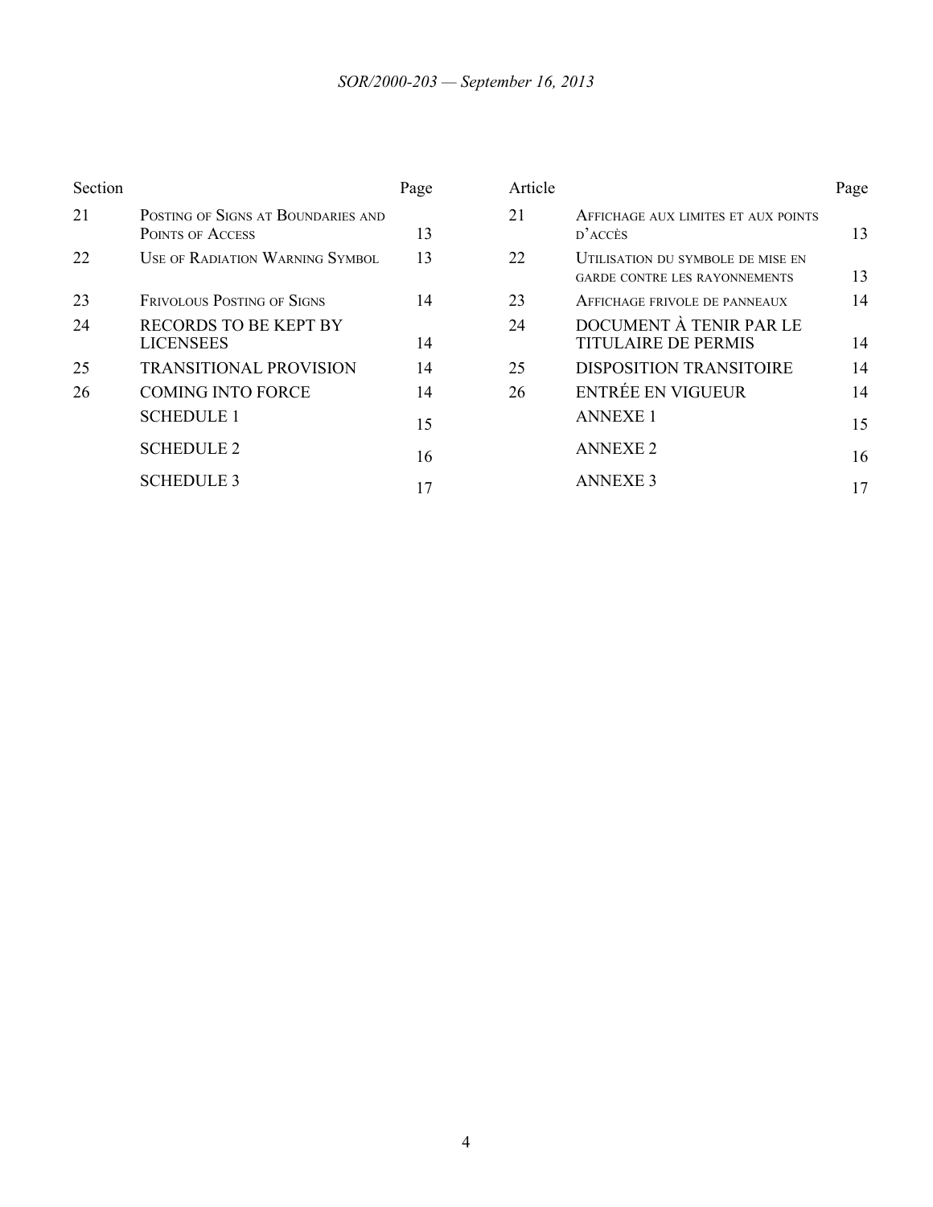| Section | | Page |
|---|---|---|
| 21 | Posting of Signs at Boundaries and Points of Access | 13 |
| 22 | Use of Radiation Warning Symbol | 13 |
| 23 | Frivolous Posting of Signs | 14 |
| 24 | RECORDS TO BE KEPT BY LICENSEES | 14 |
| 25 | TRANSITIONAL PROVISION | 14 |
| 26 | COMING INTO FORCE | 14 |
| | SCHEDULE 1 | 15 |
| | SCHEDULE 2 | 16 |
| | SCHEDULE 3 | 17 |

| Article | | Page |
|---|---|---|
| 21 | Affichage aux limites et aux points d'accès | 13 |
| 22 | Utilisation du symbole de mise en garde contre les rayonnements | 13 |
| 23 | Affichage frivole de panneaux | 14 |
| 24 | DOCUMENT À TENIR PAR LE TITULAIRE DE PERMIS | 14 |
| 25 | DISPOSITION TRANSITOIRE | 14 |
| 26 | ENTRÉE EN VIGUEUR | 14 |
| | ANNEXE 1 | 15 |
| | ANNEXE 2 | 16 |
| | ANNEXE 3 | 17 |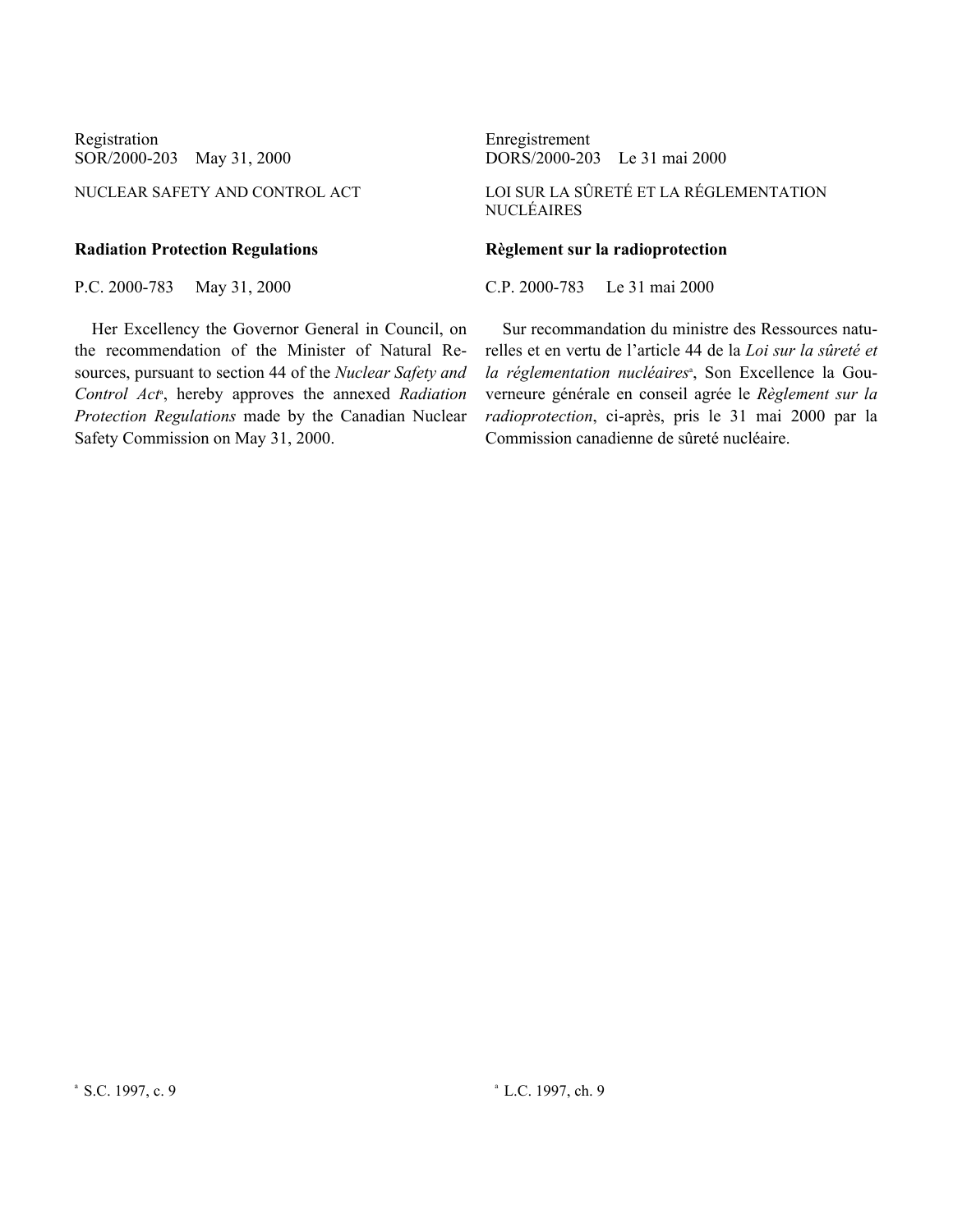Registration
SOR/2000-203 May 31, 2000

NUCLEAR SAFETY AND CONTROL ACT

**Radiation Protection Regulations**

P.C. 2000-783 May 31, 2000

Her Excellency the Governor General in Council, on the recommendation of the Minister of Natural Resources, pursuant to section 44 of the *Nuclear Safety and Control Act*[a], hereby approves the annexed *Radiation Protection Regulations* made by the Canadian Nuclear Safety Commission on May 31, 2000.

[a] S.C. 1997, c. 9

Enregistrement
DORS/2000-203 Le 31 mai 2000

LOI SUR LA SÛRETÉ ET LA RÉGLEMENTATION NUCLÉAIRES

**Règlement sur la radioprotection**

C.P. 2000-783 Le 31 mai 2000

Sur recommandation du ministre des Ressources naturelles et en vertu de l'article 44 de la *Loi sur la sûreté et la réglementation nucléaires*[a], Son Excellence la Gouverneure générale en conseil agrée le *Règlement sur la radioprotection*, ci-après, pris le 31 mai 2000 par la Commission canadienne de sûreté nucléaire.

[a] L.C. 1997, ch. 9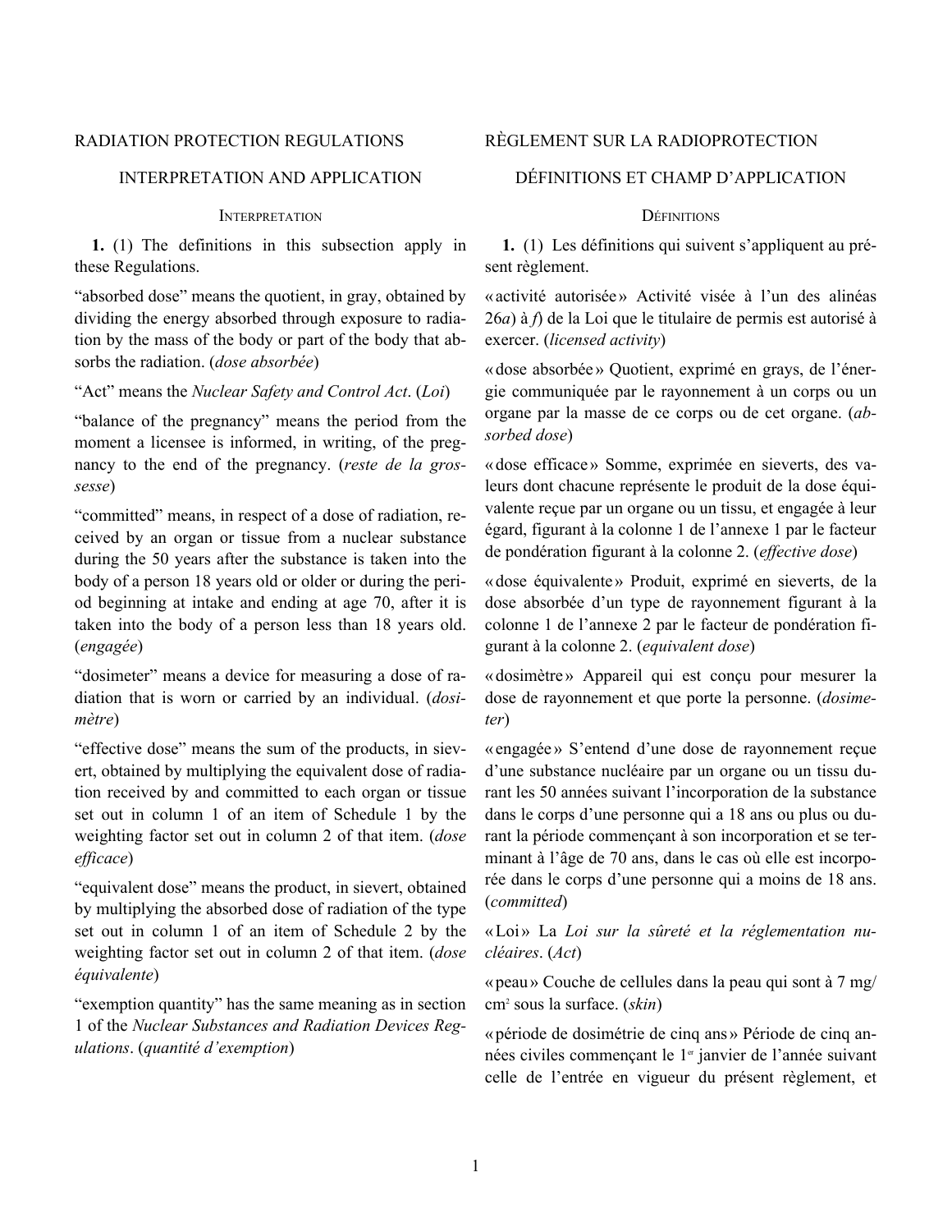# RADIATION PROTECTION REGULATIONS

## INTERPRETATION AND APPLICATION

### Interpretation

**1.** (1) The definitions in this subsection apply in these Regulations.

"absorbed dose" means the quotient, in gray, obtained by dividing the energy absorbed through exposure to radiation by the mass of the body or part of the body that absorbs the radiation. (*dose absorbée*)

"Act" means the *Nuclear Safety and Control Act*. (*Loi*)

"balance of the pregnancy" means the period from the moment a licensee is informed, in writing, of the pregnancy to the end of the pregnancy. (*reste de la grossesse*)

"committed" means, in respect of a dose of radiation, received by an organ or tissue from a nuclear substance during the 50 years after the substance is taken into the body of a person 18 years old or older or during the period beginning at intake and ending at age 70, after it is taken into the body of a person less than 18 years old. (*engagée*)

"dosimeter" means a device for measuring a dose of radiation that is worn or carried by an individual. (*dosimètre*)

"effective dose" means the sum of the products, in sievert, obtained by multiplying the equivalent dose of radiation received by and committed to each organ or tissue set out in column 1 of an item of Schedule 1 by the weighting factor set out in column 2 of that item. (*dose efficace*)

"equivalent dose" means the product, in sievert, obtained by multiplying the absorbed dose of radiation of the type set out in column 1 of an item of Schedule 2 by the weighting factor set out in column 2 of that item. (*dose équivalente*)

"exemption quantity" has the same meaning as in section 1 of the *Nuclear Substances and Radiation Devices Regulations*. (*quantité d'exemption*)

# RÈGLEMENT SUR LA RADIOPROTECTION

## DÉFINITIONS ET CHAMP D'APPLICATION

### Définitions

**1.** (1) Les définitions qui suivent s'appliquent au présent règlement.

« activité autorisée » Activité visée à l'un des alinéas 26*a*) à *f*) de la Loi que le titulaire de permis est autorisé à exercer. (*licensed activity*)

« dose absorbée » Quotient, exprimé en grays, de l'énergie communiquée par le rayonnement à un corps ou un organe par la masse de ce corps ou de cet organe. (*absorbed dose*)

« dose efficace » Somme, exprimée en sieverts, des valeurs dont chacune représente le produit de la dose équivalente reçue par un organe ou un tissu, et engagée à leur égard, figurant à la colonne 1 de l'annexe 1 par le facteur de pondération figurant à la colonne 2. (*effective dose*)

« dose équivalente » Produit, exprimé en sieverts, de la dose absorbée d'un type de rayonnement figurant à la colonne 1 de l'annexe 2 par le facteur de pondération figurant à la colonne 2. (*equivalent dose*)

« dosimètre » Appareil qui est conçu pour mesurer la dose de rayonnement et que porte la personne. (*dosimeter*)

« engagée » S'entend d'une dose de rayonnement reçue d'une substance nucléaire par un organe ou un tissu durant les 50 années suivant l'incorporation de la substance dans le corps d'une personne qui a 18 ans ou plus ou durant la période commençant à son incorporation et se terminant à l'âge de 70 ans, dans le cas où elle est incorporée dans le corps d'une personne qui a moins de 18 ans. (*committed*)

« Loi » La *Loi sur la sûreté et la réglementation nucléaires*. (*Act*)

« peau » Couche de cellules dans la peau qui sont à 7 mg/$cm^2$ sous la surface. (*skin*)

« période de dosimétrie de cinq ans » Période de cinq années civiles commençant le 1er janvier de l'année suivant celle de l'entrée en vigueur du présent règlement, et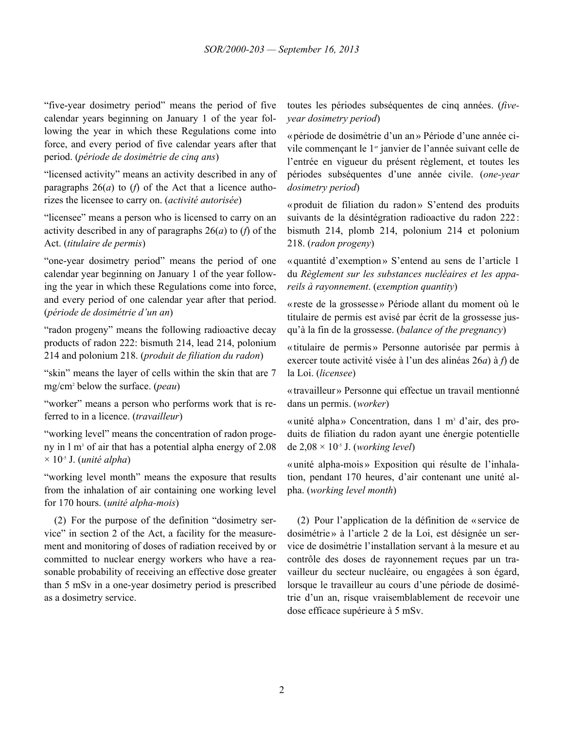"five-year dosimetry period" means the period of five calendar years beginning on January 1 of the year following the year in which these Regulations come into force, and every period of five calendar years after that period. (*période de dosimétrie de cinq ans*)

"licensed activity" means an activity described in any of paragraphs 26(*a*) to (*f*) of the Act that a licence authorizes the licensee to carry on. (*activité autorisée*)

"licensee" means a person who is licensed to carry on an activity described in any of paragraphs 26(*a*) to (*f*) of the Act. (*titulaire de permis*)

"one-year dosimetry period" means the period of one calendar year beginning on January 1 of the year following the year in which these Regulations come into force, and every period of one calendar year after that period. (*période de dosimétrie d'un an*)

"radon progeny" means the following radioactive decay products of radon 222: bismuth 214, lead 214, polonium 214 and polonium 218. (*produit de filiation du radon*)

"skin" means the layer of cells within the skin that are 7 mg/cm$^2$ below the surface. (*peau*)

"worker" means a person who performs work that is referred to in a licence. (*travailleur*)

"working level" means the concentration of radon progeny in 1 m$^3$ of air that has a potential alpha energy of $2.08 \times 10^{-5}$ J. (*unité alpha*)

"working level month" means the exposure that results from the inhalation of air containing one working level for 170 hours. (*unité alpha-mois*)

(2) For the purpose of the definition "dosimetry service" in section 2 of the Act, a facility for the measurement and monitoring of doses of radiation received by or committed to nuclear energy workers who have a reasonable probability of receiving an effective dose greater than 5 mSv in a one-year dosimetry period is prescribed as a dosimetry service.

toutes les périodes subséquentes de cinq années. (*five-year dosimetry period*)

« période de dosimétrie d'un an » Période d'une année civile commençant le 1$^{er}$ janvier de l'année suivant celle de l'entrée en vigueur du présent règlement, et toutes les périodes subséquentes d'une année civile. (*one-year dosimetry period*)

« produit de filiation du radon » S'entend des produits suivants de la désintégration radioactive du radon 222 : bismuth 214, plomb 214, polonium 214 et polonium 218. (*radon progeny*)

« quantité d'exemption » S'entend au sens de l'article 1 du *Règlement sur les substances nucléaires et les appareils à rayonnement*. (*exemption quantity*)

« reste de la grossesse » Période allant du moment où le titulaire de permis est avisé par écrit de la grossesse jusqu'à la fin de la grossesse. (*balance of the pregnancy*)

« titulaire de permis » Personne autorisée par permis à exercer toute activité visée à l'un des alinéas 26*a*) à *f*) de la Loi. (*licensee*)

« travailleur » Personne qui effectue un travail mentionné dans un permis. (*worker*)

« unité alpha » Concentration, dans 1 m$^3$ d'air, des produits de filiation du radon ayant une énergie potentielle de $2{,}08 \times 10^{-5}$ J. (*working level*)

« unité alpha-mois » Exposition qui résulte de l'inhalation, pendant 170 heures, d'air contenant une unité alpha. (*working level month*)

(2) Pour l'application de la définition de « service de dosimétrie » à l'article 2 de la Loi, est désignée un service de dosimétrie l'installation servant à la mesure et au contrôle des doses de rayonnement reçues par un travailleur du secteur nucléaire, ou engagées à son égard, lorsque le travailleur au cours d'une période de dosimétrie d'un an, risque vraisemblablement de recevoir une dose efficace supérieure à 5 mSv.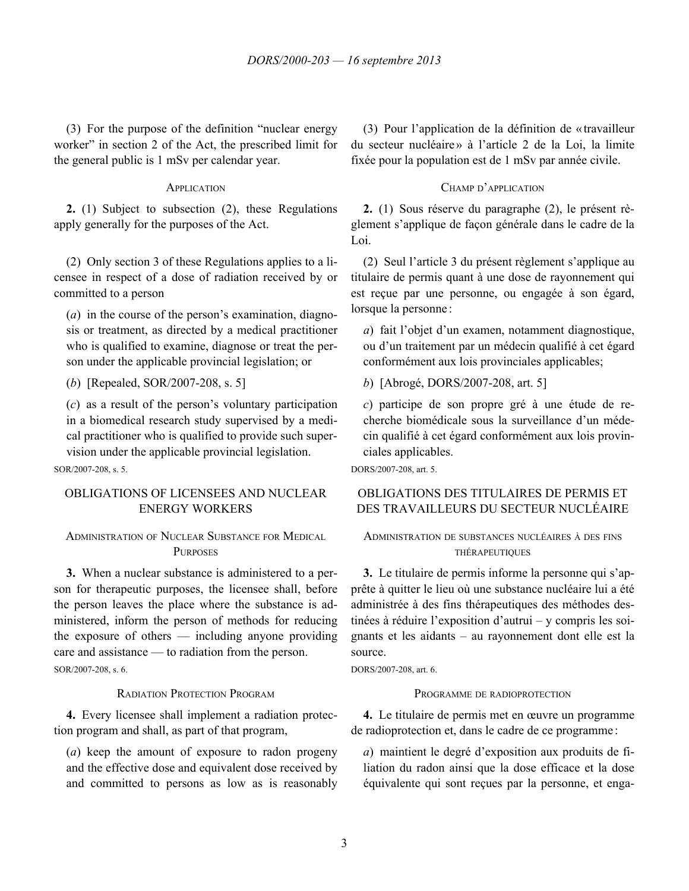(3) For the purpose of the definition "nuclear energy worker" in section 2 of the Act, the prescribed limit for the general public is 1 mSv per calendar year.

(3) Pour l'application de la définition de « travailleur du secteur nucléaire » à l'article 2 de la Loi, la limite fixée pour la population est de 1 mSv par année civile.

### APPLICATION

### CHAMP D'APPLICATION

**2.** (1) Subject to subsection (2), these Regulations apply generally for the purposes of the Act.

**2.** (1) Sous réserve du paragraphe (2), le présent règlement s'applique de façon générale dans le cadre de la Loi.

(2) Only section 3 of these Regulations applies to a licensee in respect of a dose of radiation received by or committed to a person

(*a*) in the course of the person's examination, diagnosis or treatment, as directed by a medical practitioner who is qualified to examine, diagnose or treat the person under the applicable provincial legislation; or

(*b*) [Repealed, SOR/2007-208, s. 5]

(*c*) as a result of the person's voluntary participation in a biomedical research study supervised by a medical practitioner who is qualified to provide such supervision under the applicable provincial legislation.

SOR/2007-208, s. 5.

(2) Seul l'article 3 du présent règlement s'applique au titulaire de permis quant à une dose de rayonnement qui est reçue par une personne, ou engagée à son égard, lorsque la personne :

*a*) fait l'objet d'un examen, notamment diagnostique, ou d'un traitement par un médecin qualifié à cet égard conformément aux lois provinciales applicables;

*b*) [Abrogé, DORS/2007-208, art. 5]

*c*) participe de son propre gré à une étude de recherche biomédicale sous la surveillance d'un médecin qualifié à cet égard conformément aux lois provinciales applicables.

DORS/2007-208, art. 5.

## OBLIGATIONS OF LICENSEES AND NUCLEAR ENERGY WORKERS

## OBLIGATIONS DES TITULAIRES DE PERMIS ET DES TRAVAILLEURS DU SECTEUR NUCLÉAIRE

### ADMINISTRATION OF NUCLEAR SUBSTANCE FOR MEDICAL PURPOSES

### ADMINISTRATION DE SUBSTANCES NUCLÉAIRES À DES FINS THÉRAPEUTIQUES

**3.** When a nuclear substance is administered to a person for therapeutic purposes, the licensee shall, before the person leaves the place where the substance is administered, inform the person of methods for reducing the exposure of others — including anyone providing care and assistance — to radiation from the person.

SOR/2007-208, s. 6.

**3.** Le titulaire de permis informe la personne qui s'apprête à quitter le lieu où une substance nucléaire lui a été administrée à des fins thérapeutiques des méthodes destinées à réduire l'exposition d'autrui – y compris les soignants et les aidants – au rayonnement dont elle est la source.

DORS/2007-208, art. 6.

### RADIATION PROTECTION PROGRAM

### PROGRAMME DE RADIOPROTECTION

**4.** Every licensee shall implement a radiation protection program and shall, as part of that program,

(*a*) keep the amount of exposure to radon progeny and the effective dose and equivalent dose received by and committed to persons as low as is reasonably

**4.** Le titulaire de permis met en œuvre un programme de radioprotection et, dans le cadre de ce programme :

*a*) maintient le degré d'exposition aux produits de filiation du radon ainsi que la dose efficace et la dose équivalente qui sont reçues par la personne, et enga-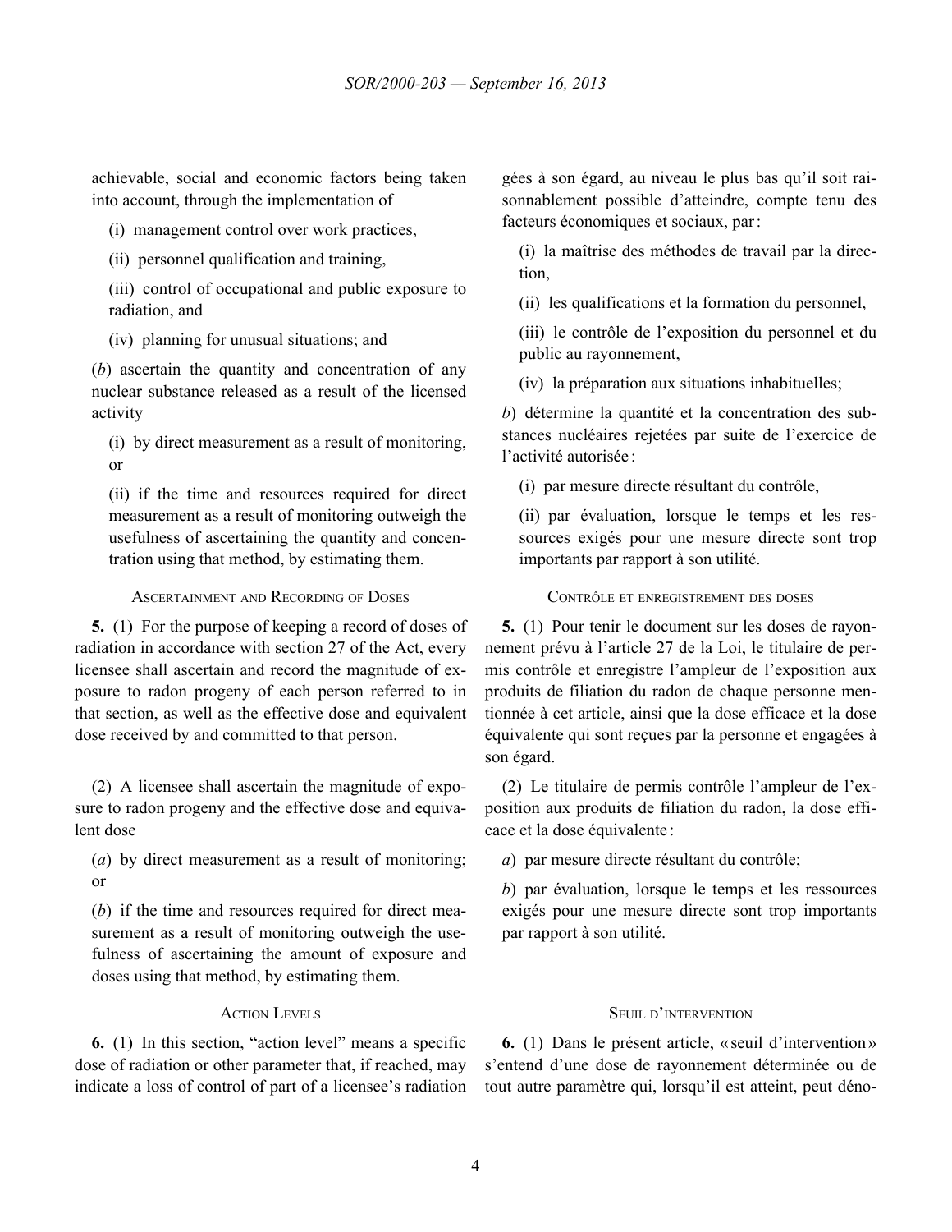achievable, social and economic factors being taken into account, through the implementation of

(i) management control over work practices,

(ii) personnel qualification and training,

(iii) control of occupational and public exposure to radiation, and

(iv) planning for unusual situations; and

(*b*) ascertain the quantity and concentration of any nuclear substance released as a result of the licensed activity

(i) by direct measurement as a result of monitoring, or

(ii) if the time and resources required for direct measurement as a result of monitoring outweigh the usefulness of ascertaining the quantity and concentration using that method, by estimating them.

### Ascertainment and Recording of Doses

**5.** (1) For the purpose of keeping a record of doses of radiation in accordance with section 27 of the Act, every licensee shall ascertain and record the magnitude of exposure to radon progeny of each person referred to in that section, as well as the effective dose and equivalent dose received by and committed to that person.

(2) A licensee shall ascertain the magnitude of exposure to radon progeny and the effective dose and equivalent dose

(*a*) by direct measurement as a result of monitoring; or

(*b*) if the time and resources required for direct measurement as a result of monitoring outweigh the usefulness of ascertaining the amount of exposure and doses using that method, by estimating them.

### Action Levels

**6.** (1) In this section, "action level" means a specific dose of radiation or other parameter that, if reached, may indicate a loss of control of part of a licensee's radiation

gées à son égard, au niveau le plus bas qu'il soit raisonnablement possible d'atteindre, compte tenu des facteurs économiques et sociaux, par :

(i) la maîtrise des méthodes de travail par la direction,

(ii) les qualifications et la formation du personnel,

(iii) le contrôle de l'exposition du personnel et du public au rayonnement,

(iv) la préparation aux situations inhabituelles;

*b*) détermine la quantité et la concentration des substances nucléaires rejetées par suite de l'exercice de l'activité autorisée :

(i) par mesure directe résultant du contrôle,

(ii) par évaluation, lorsque le temps et les ressources exigés pour une mesure directe sont trop importants par rapport à son utilité.

### Contrôle et enregistrement des doses

**5.** (1) Pour tenir le document sur les doses de rayonnement prévu à l'article 27 de la Loi, le titulaire de permis contrôle et enregistre l'ampleur de l'exposition aux produits de filiation du radon de chaque personne mentionnée à cet article, ainsi que la dose efficace et la dose équivalente qui sont reçues par la personne et engagées à son égard.

(2) Le titulaire de permis contrôle l'ampleur de l'exposition aux produits de filiation du radon, la dose efficace et la dose équivalente :

*a*) par mesure directe résultant du contrôle;

*b*) par évaluation, lorsque le temps et les ressources exigés pour une mesure directe sont trop importants par rapport à son utilité.

### Seuil d'intervention

**6.** (1) Dans le présent article, « seuil d'intervention » s'entend d'une dose de rayonnement déterminée ou de tout autre paramètre qui, lorsqu'il est atteint, peut déno-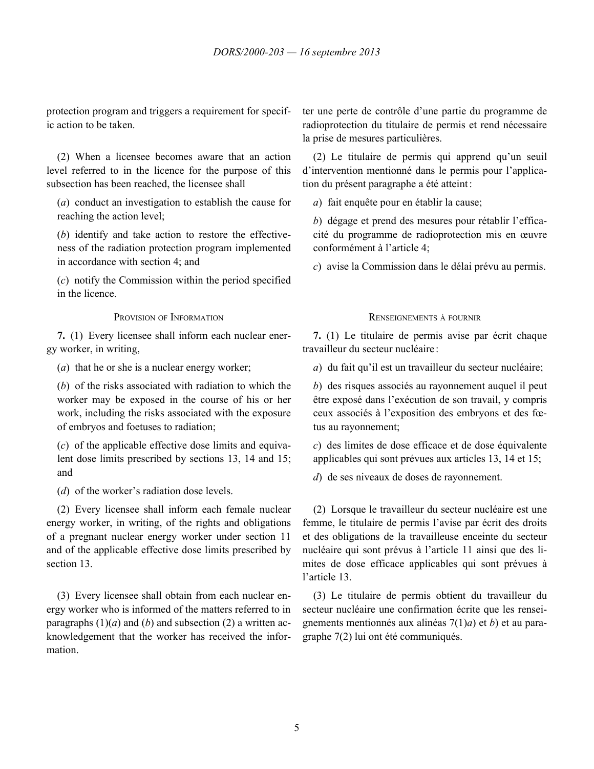protection program and triggers a requirement for specific action to be taken.

ter une perte de contrôle d'une partie du programme de radioprotection du titulaire de permis et rend nécessaire la prise de mesures particulières.

(2) When a licensee becomes aware that an action level referred to in the licence for the purpose of this subsection has been reached, the licensee shall

(*a*) conduct an investigation to establish the cause for reaching the action level;

(*b*) identify and take action to restore the effectiveness of the radiation protection program implemented in accordance with section 4; and

(*c*) notify the Commission within the period specified in the licence.

(2) Le titulaire de permis qui apprend qu'un seuil d'intervention mentionné dans le permis pour l'application du présent paragraphe a été atteint :

*a*) fait enquête pour en établir la cause;

*b*) dégage et prend des mesures pour rétablir l'efficacité du programme de radioprotection mis en œuvre conformément à l'article 4;

*c*) avise la Commission dans le délai prévu au permis.

### Provision of Information

**7.** (1) Every licensee shall inform each nuclear energy worker, in writing,

(*a*) that he or she is a nuclear energy worker;

(*b*) of the risks associated with radiation to which the worker may be exposed in the course of his or her work, including the risks associated with the exposure of embryos and foetuses to radiation;

(*c*) of the applicable effective dose limits and equivalent dose limits prescribed by sections 13, 14 and 15; and

(*d*) of the worker's radiation dose levels.

(2) Every licensee shall inform each female nuclear energy worker, in writing, of the rights and obligations of a pregnant nuclear energy worker under section 11 and of the applicable effective dose limits prescribed by section 13.

(3) Every licensee shall obtain from each nuclear energy worker who is informed of the matters referred to in paragraphs (1)(*a*) and (*b*) and subsection (2) a written acknowledgement that the worker has received the information.

### Renseignements à fournir

**7.** (1) Le titulaire de permis avise par écrit chaque travailleur du secteur nucléaire :

*a*) du fait qu'il est un travailleur du secteur nucléaire;

*b*) des risques associés au rayonnement auquel il peut être exposé dans l'exécution de son travail, y compris ceux associés à l'exposition des embryons et des fœtus au rayonnement;

*c*) des limites de dose efficace et de dose équivalente applicables qui sont prévues aux articles 13, 14 et 15;

*d*) de ses niveaux de doses de rayonnement.

(2) Lorsque le travailleur du secteur nucléaire est une femme, le titulaire de permis l'avise par écrit des droits et des obligations de la travailleuse enceinte du secteur nucléaire qui sont prévus à l'article 11 ainsi que des limites de dose efficace applicables qui sont prévues à l'article 13.

(3) Le titulaire de permis obtient du travailleur du secteur nucléaire une confirmation écrite que les renseignements mentionnés aux alinéas 7(1)*a*) et *b*) et au paragraphe 7(2) lui ont été communiqués.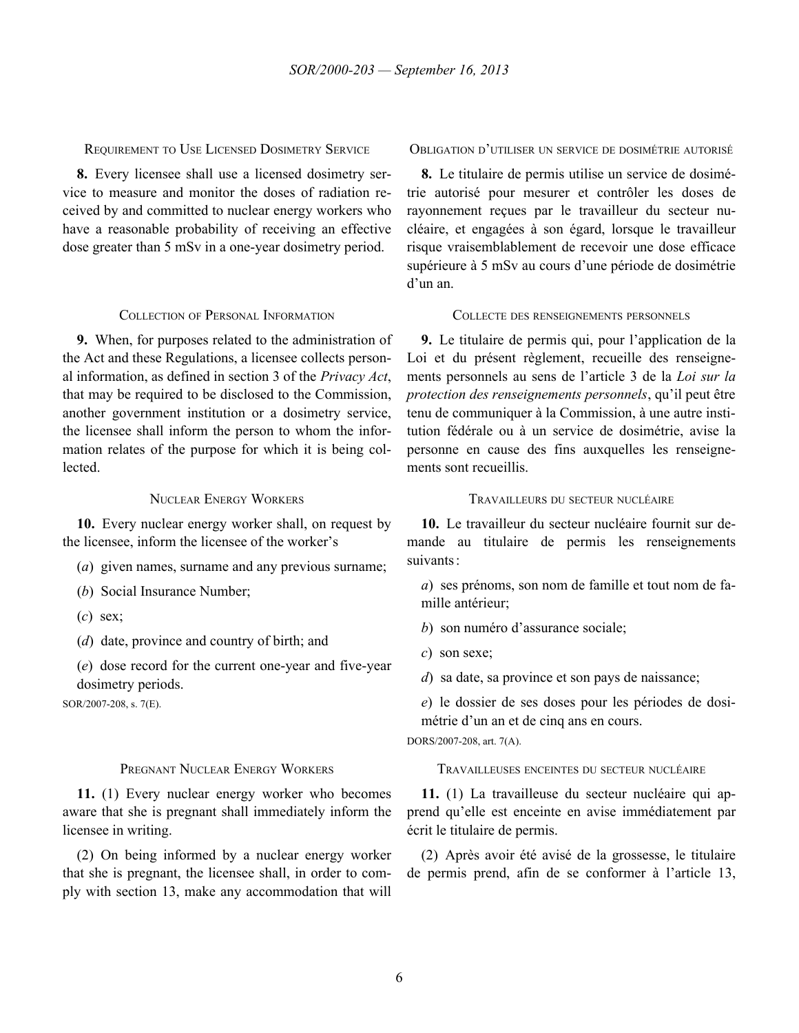### Requirement to Use Licensed Dosimetry Service

**8.** Every licensee shall use a licensed dosimetry service to measure and monitor the doses of radiation received by and committed to nuclear energy workers who have a reasonable probability of receiving an effective dose greater than 5 mSv in a one-year dosimetry period.

### Obligation d'utiliser un service de dosimétrie autorisé

**8.** Le titulaire de permis utilise un service de dosimétrie autorisé pour mesurer et contrôler les doses de rayonnement reçues par le travailleur du secteur nucléaire, et engagées à son égard, lorsque le travailleur risque vraisemblablement de recevoir une dose efficace supérieure à 5 mSv au cours d'une période de dosimétrie d'un an.

### Collection of Personal Information

**9.** When, for purposes related to the administration of the Act and these Regulations, a licensee collects personal information, as defined in section 3 of the *Privacy Act*, that may be required to be disclosed to the Commission, another government institution or a dosimetry service, the licensee shall inform the person to whom the information relates of the purpose for which it is being collected.

### Collecte des renseignements personnels

**9.** Le titulaire de permis qui, pour l'application de la Loi et du présent règlement, recueille des renseignements personnels au sens de l'article 3 de la *Loi sur la protection des renseignements personnels*, qu'il peut être tenu de communiquer à la Commission, à une autre institution fédérale ou à un service de dosimétrie, avise la personne en cause des fins auxquelles les renseignements sont recueillis.

### Nuclear Energy Workers

**10.** Every nuclear energy worker shall, on request by the licensee, inform the licensee of the worker's

(*a*) given names, surname and any previous surname;

(*b*) Social Insurance Number;

(*c*) sex;

(*d*) date, province and country of birth; and

(*e*) dose record for the current one-year and five-year dosimetry periods.

SOR/2007-208, s. 7(E).

### Travailleurs du secteur nucléaire

**10.** Le travailleur du secteur nucléaire fournit sur demande au titulaire de permis les renseignements suivants :

*a*) ses prénoms, son nom de famille et tout nom de famille antérieur;

*b*) son numéro d'assurance sociale;

*c*) son sexe;

*d*) sa date, sa province et son pays de naissance;

*e*) le dossier de ses doses pour les périodes de dosimétrie d'un an et de cinq ans en cours.

DORS/2007-208, art. 7(A).

### Pregnant Nuclear Energy Workers

**11.** (1) Every nuclear energy worker who becomes aware that she is pregnant shall immediately inform the licensee in writing.

(2) On being informed by a nuclear energy worker that she is pregnant, the licensee shall, in order to comply with section 13, make any accommodation that will

### Travailleuses enceintes du secteur nucléaire

**11.** (1) La travailleuse du secteur nucléaire qui apprend qu'elle est enceinte en avise immédiatement par écrit le titulaire de permis.

(2) Après avoir été avisé de la grossesse, le titulaire de permis prend, afin de se conformer à l'article 13,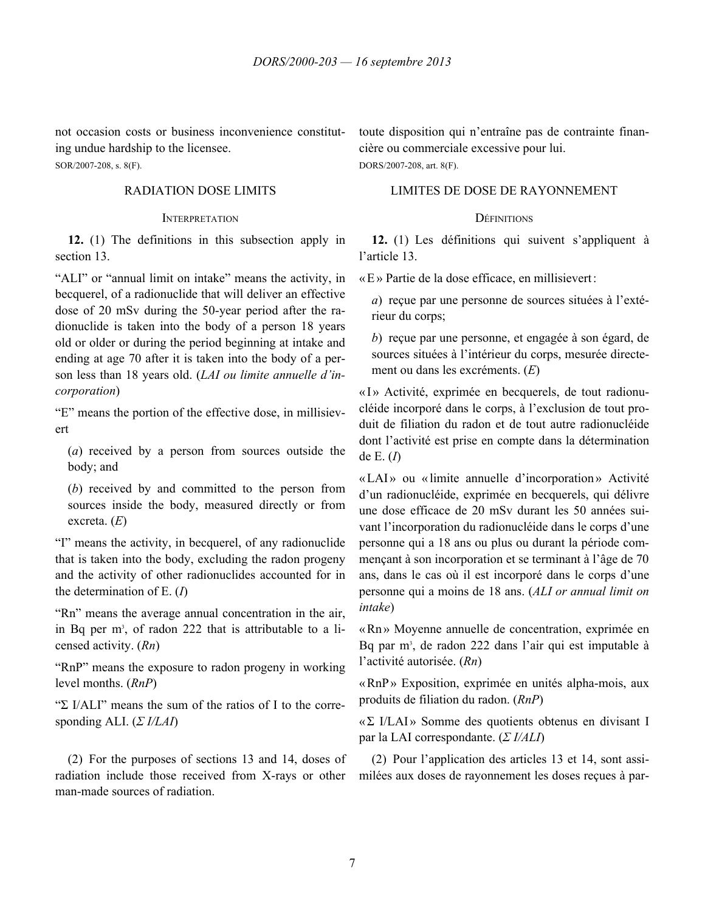not occasion costs or business inconvenience constituting undue hardship to the licensee.

SOR/2007-208, s. 8(F).

## RADIATION DOSE LIMITS

### INTERPRETATION

**12.** (1) The definitions in this subsection apply in section 13.

“ALI” or “annual limit on intake” means the activity, in becquerel, of a radionuclide that will deliver an effective dose of 20 mSv during the 50-year period after the radionuclide is taken into the body of a person 18 years old or older or during the period beginning at intake and ending at age 70 after it is taken into the body of a person less than 18 years old. (*LAI ou limite annuelle d’incorporation*)

“E” means the portion of the effective dose, in millisievert

(*a*) received by a person from sources outside the body; and

(*b*) received by and committed to the person from sources inside the body, measured directly or from excreta. (*E*)

“I” means the activity, in becquerel, of any radionuclide that is taken into the body, excluding the radon progeny and the activity of other radionuclides accounted for in the determination of E. (*I*)

“Rn” means the average annual concentration in the air, in Bq per $m^3$, of radon 222 that is attributable to a licensed activity. (*Rn*)

“RnP” means the exposure to radon progeny in working level months. (*RnP*)

“Σ I/ALI” means the sum of the ratios of I to the corresponding ALI. (*Σ I/LAI*)

(2) For the purposes of sections 13 and 14, doses of radiation include those received from X-rays or other man-made sources of radiation.

toute disposition qui n’entraîne pas de contrainte financière ou commerciale excessive pour lui.

DORS/2007-208, art. 8(F).

## LIMITES DE DOSE DE RAYONNEMENT

### DÉFINITIONS

**12.** (1) Les définitions qui suivent s’appliquent à l’article 13.

« E » Partie de la dose efficace, en millisievert :

*a*) reçue par une personne de sources situées à l’extérieur du corps;

*b*) reçue par une personne, et engagée à son égard, de sources situées à l’intérieur du corps, mesurée directement ou dans les excréments. (*E*)

« I » Activité, exprimée en becquerels, de tout radionucléide incorporé dans le corps, à l’exclusion de tout produit de filiation du radon et de tout autre radionucléide dont l’activité est prise en compte dans la détermination de E. (*I*)

« LAI » ou « limite annuelle d’incorporation » Activité d’un radionucléide, exprimée en becquerels, qui délivre une dose efficace de 20 mSv durant les 50 années suivant l’incorporation du radionucléide dans le corps d’une personne qui a 18 ans ou plus ou durant la période commençant à son incorporation et se terminant à l’âge de 70 ans, dans le cas où il est incorporé dans le corps d’une personne qui a moins de 18 ans. (*ALI or annual limit on intake*)

« Rn » Moyenne annuelle de concentration, exprimée en Bq par $m^3$, de radon 222 dans l’air qui est imputable à l’activité autorisée. (*Rn*)

« RnP » Exposition, exprimée en unités alpha-mois, aux produits de filiation du radon. (*RnP*)

« Σ I/LAI » Somme des quotients obtenus en divisant I par la LAI correspondante. (*Σ I/ALI*)

(2) Pour l’application des articles 13 et 14, sont assimilées aux doses de rayonnement les doses reçues à par-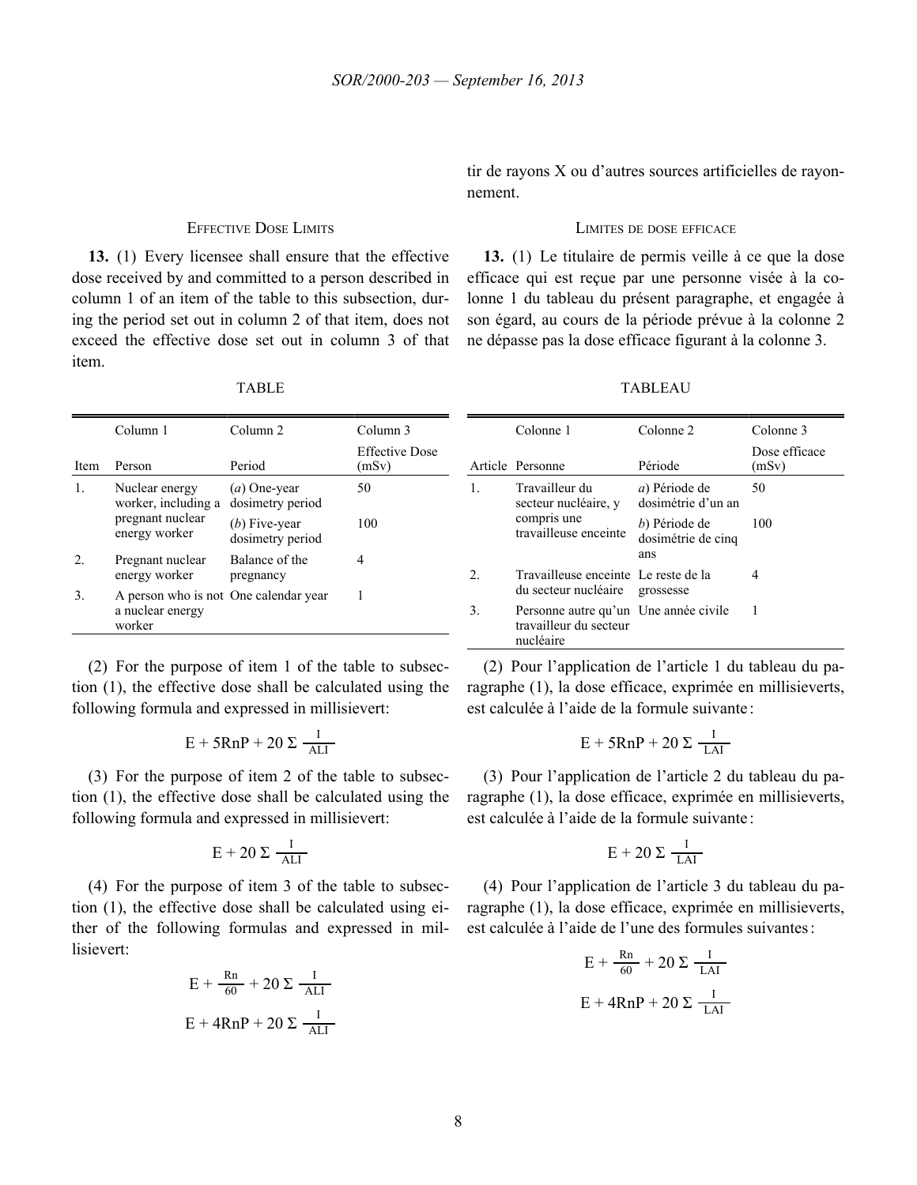tir de rayons X ou d'autres sources artificielles de rayonnement.

### Effective Dose Limits

**13.** (1) Every licensee shall ensure that the effective dose received by and committed to a person described in column 1 of an item of the table to this subsection, during the period set out in column 2 of that item, does not exceed the effective dose set out in column 3 of that item.

TABLE

| Item | Column 1<br>Person | Column 2<br>Period | Column 3<br>Effective Dose (mSv) |
|---|---|---|---|
| 1. | Nuclear energy worker, including a pregnant nuclear energy worker | (*a*) One-year dosimetry period | 50 |
| | | (*b*) Five-year dosimetry period | 100 |
| 2. | Pregnant nuclear energy worker | Balance of the pregnancy | 4 |
| 3. | A person who is not a nuclear energy worker | One calendar year | 1 |

(2) For the purpose of item 1 of the table to subsection (1), the effective dose shall be calculated using the following formula and expressed in millisievert:

$$E + 5RnP + 20\,\Sigma\,\frac{I}{ALI}$$

(3) For the purpose of item 2 of the table to subsection (1), the effective dose shall be calculated using the following formula and expressed in millisievert:

$$E + 20\,\Sigma\,\frac{I}{ALI}$$

(4) For the purpose of item 3 of the table to subsection (1), the effective dose shall be calculated using either of the following formulas and expressed in millisievert:

$$E + \frac{Rn}{60} + 20\,\Sigma\,\frac{I}{ALI}$$

$$E + 4RnP + 20\,\Sigma\,\frac{I}{ALI}$$

### Limites de dose efficace

**13.** (1) Le titulaire de permis veille à ce que la dose efficace qui est reçue par une personne visée à la colonne 1 du tableau du présent paragraphe, et engagée à son égard, au cours de la période prévue à la colonne 2 ne dépasse pas la dose efficace figurant à la colonne 3.

TABLEAU

| Article | Colonne 1<br>Personne | Colonne 2<br>Période | Colonne 3<br>Dose efficace (mSv) |
|---|---|---|---|
| 1. | Travailleur du secteur nucléaire, y compris une travailleuse enceinte | *a*) Période de dosimétrie d'un an | 50 |
| | | *b*) Période de dosimétrie de cinq ans | 100 |
| 2. | Travailleuse enceinte du secteur nucléaire | Le reste de la grossesse | 4 |
| 3. | Personne autre qu'un travailleur du secteur nucléaire | Une année civile | 1 |

(2) Pour l'application de l'article 1 du tableau du paragraphe (1), la dose efficace, exprimée en millisieverts, est calculée à l'aide de la formule suivante :

$$E + 5RnP + 20\,\Sigma\,\frac{I}{LAI}$$

(3) Pour l'application de l'article 2 du tableau du paragraphe (1), la dose efficace, exprimée en millisieverts, est calculée à l'aide de la formule suivante :

$$E + 20\,\Sigma\,\frac{I}{LAI}$$

(4) Pour l'application de l'article 3 du tableau du paragraphe (1), la dose efficace, exprimée en millisieverts, est calculée à l'aide de l'une des formules suivantes :

$$E + \frac{Rn}{60} + 20\,\Sigma\,\frac{I}{LAI}$$

$$E + 4RnP + 20\,\Sigma\,\frac{I}{LAI}$$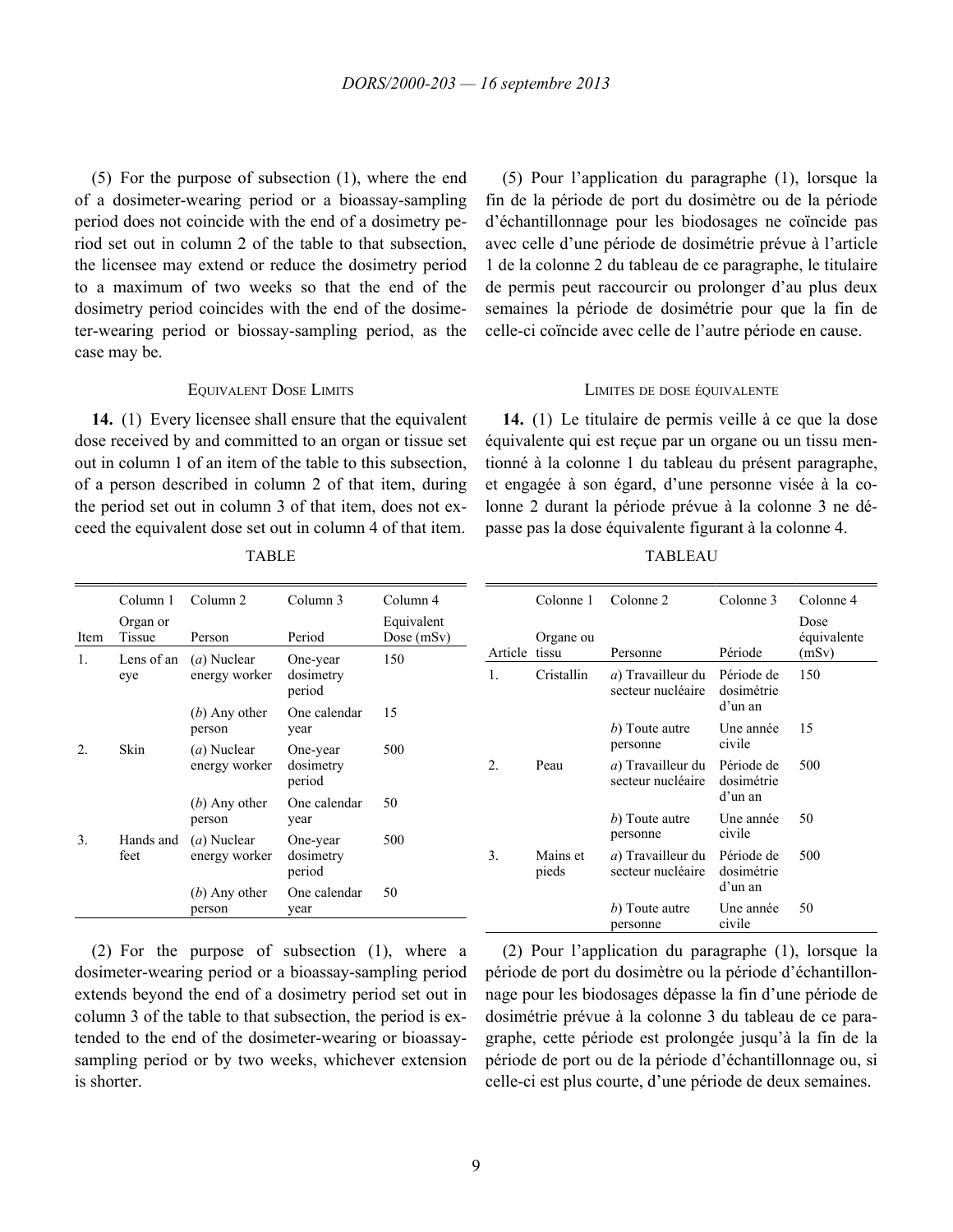(5) For the purpose of subsection (1), where the end of a dosimeter-wearing period or a bioassay-sampling period does not coincide with the end of a dosimetry period set out in column 2 of the table to that subsection, the licensee may extend or reduce the dosimetry period to a maximum of two weeks so that the end of the dosimetry period coincides with the end of the dosimeter-wearing period or biossay-sampling period, as the case may be.

(5) Pour l'application du paragraphe (1), lorsque la fin de la période de port du dosimètre ou de la période d'échantillonnage pour les biodosages ne coïncide pas avec celle d'une période de dosimétrie prévue à l'article 1 de la colonne 2 du tableau de ce paragraphe, le titulaire de permis peut raccourcir ou prolonger d'au plus deux semaines la période de dosimétrie pour que la fin de celle-ci coïncide avec celle de l'autre période en cause.

### EQUIVALENT DOSE LIMITS

**14.** (1) Every licensee shall ensure that the equivalent dose received by and committed to an organ or tissue set out in column 1 of an item of the table to this subsection, of a person described in column 2 of that item, during the period set out in column 3 of that item, does not exceed the equivalent dose set out in column 4 of that item.

TABLE

| Item | Column 1<br>Organ or Tissue | Column 2<br>Person | Column 3<br>Period | Column 4<br>Equivalent Dose (mSv) |
|---|---|---|---|---|
| 1. | Lens of an eye | (*a*) Nuclear energy worker | One-year dosimetry period | 150 |
| | | (*b*) Any other person | One calendar year | 15 |
| 2. | Skin | (*a*) Nuclear energy worker | One-year dosimetry period | 500 |
| | | (*b*) Any other person | One calendar year | 50 |
| 3. | Hands and feet | (*a*) Nuclear energy worker | One-year dosimetry period | 500 |
| | | (*b*) Any other person | One calendar year | 50 |

(2) For the purpose of subsection (1), where a dosimeter-wearing period or a bioassay-sampling period extends beyond the end of a dosimetry period set out in column 3 of the table to that subsection, the period is extended to the end of the dosimeter-wearing or bioassay-sampling period or by two weeks, whichever extension is shorter.

### LIMITES DE DOSE ÉQUIVALENTE

**14.** (1) Le titulaire de permis veille à ce que la dose équivalente qui est reçue par un organe ou un tissu mentionné à la colonne 1 du tableau du présent paragraphe, et engagée à son égard, d'une personne visée à la colonne 2 durant la période prévue à la colonne 3 ne dépasse pas la dose équivalente figurant à la colonne 4.

TABLEAU

| Article | Colonne 1<br>Organe ou tissu | Colonne 2<br>Personne | Colonne 3<br>Période | Colonne 4<br>Dose équivalente (mSv) |
|---|---|---|---|---|
| 1. | Cristallin | *a*) Travailleur du secteur nucléaire | Période de dosimétrie d'un an | 150 |
| | | *b*) Toute autre personne | Une année civile | 15 |
| 2. | Peau | *a*) Travailleur du secteur nucléaire | Période de dosimétrie d'un an | 500 |
| | | *b*) Toute autre personne | Une année civile | 50 |
| 3. | Mains et pieds | *a*) Travailleur du secteur nucléaire | Période de dosimétrie d'un an | 500 |
| | | *b*) Toute autre personne | Une année civile | 50 |

(2) Pour l'application du paragraphe (1), lorsque la période de port du dosimètre ou la période d'échantillonnage pour les biodosages dépasse la fin d'une période de dosimétrie prévue à la colonne 3 du tableau de ce paragraphe, cette période est prolongée jusqu'à la fin de la période de port ou de la période d'échantillonnage ou, si celle-ci est plus courte, d'une période de deux semaines.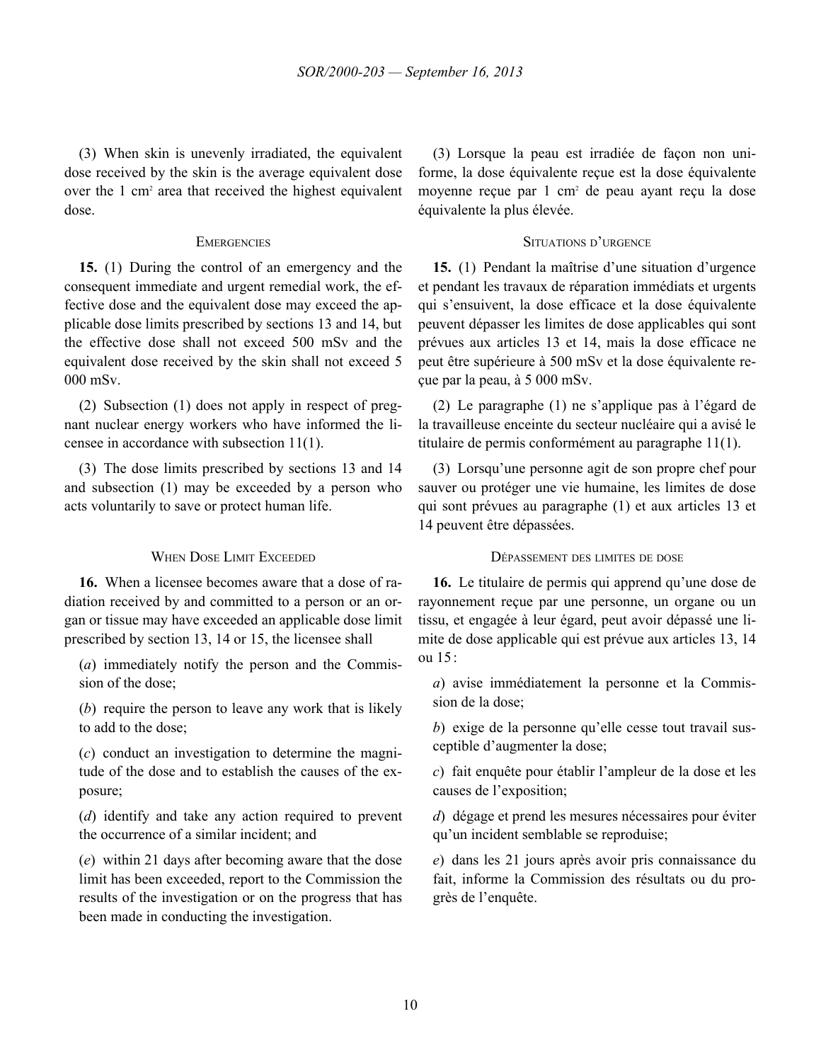(3) When skin is unevenly irradiated, the equivalent dose received by the skin is the average equivalent dose over the 1 $cm^2$ area that received the highest equivalent dose.

(3) Lorsque la peau est irradiée de façon non uniforme, la dose équivalente reçue est la dose équivalente moyenne reçue par 1 $cm^2$ de peau ayant reçu la dose équivalente la plus élevée.

### EMERGENCIES

**15.** (1) During the control of an emergency and the consequent immediate and urgent remedial work, the effective dose and the equivalent dose may exceed the applicable dose limits prescribed by sections 13 and 14, but the effective dose shall not exceed 500 mSv and the equivalent dose received by the skin shall not exceed 5 000 mSv.

(2) Subsection (1) does not apply in respect of pregnant nuclear energy workers who have informed the licensee in accordance with subsection 11(1).

(3) The dose limits prescribed by sections 13 and 14 and subsection (1) may be exceeded by a person who acts voluntarily to save or protect human life.

### SITUATIONS D'URGENCE

**15.** (1) Pendant la maîtrise d'une situation d'urgence et pendant les travaux de réparation immédiats et urgents qui s'ensuivent, la dose efficace et la dose équivalente peuvent dépasser les limites de dose applicables qui sont prévues aux articles 13 et 14, mais la dose efficace ne peut être supérieure à 500 mSv et la dose équivalente reçue par la peau, à 5 000 mSv.

(2) Le paragraphe (1) ne s'applique pas à l'égard de la travailleuse enceinte du secteur nucléaire qui a avisé le titulaire de permis conformément au paragraphe 11(1).

(3) Lorsqu'une personne agit de son propre chef pour sauver ou protéger une vie humaine, les limites de dose qui sont prévues au paragraphe (1) et aux articles 13 et 14 peuvent être dépassées.

### WHEN DOSE LIMIT EXCEEDED

**16.** When a licensee becomes aware that a dose of radiation received by and committed to a person or an organ or tissue may have exceeded an applicable dose limit prescribed by section 13, 14 or 15, the licensee shall

(*a*) immediately notify the person and the Commission of the dose;

(*b*) require the person to leave any work that is likely to add to the dose;

(*c*) conduct an investigation to determine the magnitude of the dose and to establish the causes of the exposure;

(*d*) identify and take any action required to prevent the occurrence of a similar incident; and

(*e*) within 21 days after becoming aware that the dose limit has been exceeded, report to the Commission the results of the investigation or on the progress that has been made in conducting the investigation.

### DÉPASSEMENT DES LIMITES DE DOSE

**16.** Le titulaire de permis qui apprend qu'une dose de rayonnement reçue par une personne, un organe ou un tissu, et engagée à leur égard, peut avoir dépassé une limite de dose applicable qui est prévue aux articles 13, 14 ou 15 :

*a*) avise immédiatement la personne et la Commission de la dose;

*b*) exige de la personne qu'elle cesse tout travail susceptible d'augmenter la dose;

*c*) fait enquête pour établir l'ampleur de la dose et les causes de l'exposition;

*d*) dégage et prend les mesures nécessaires pour éviter qu'un incident semblable se reproduise;

*e*) dans les 21 jours après avoir pris connaissance du fait, informe la Commission des résultats ou du progrès de l'enquête.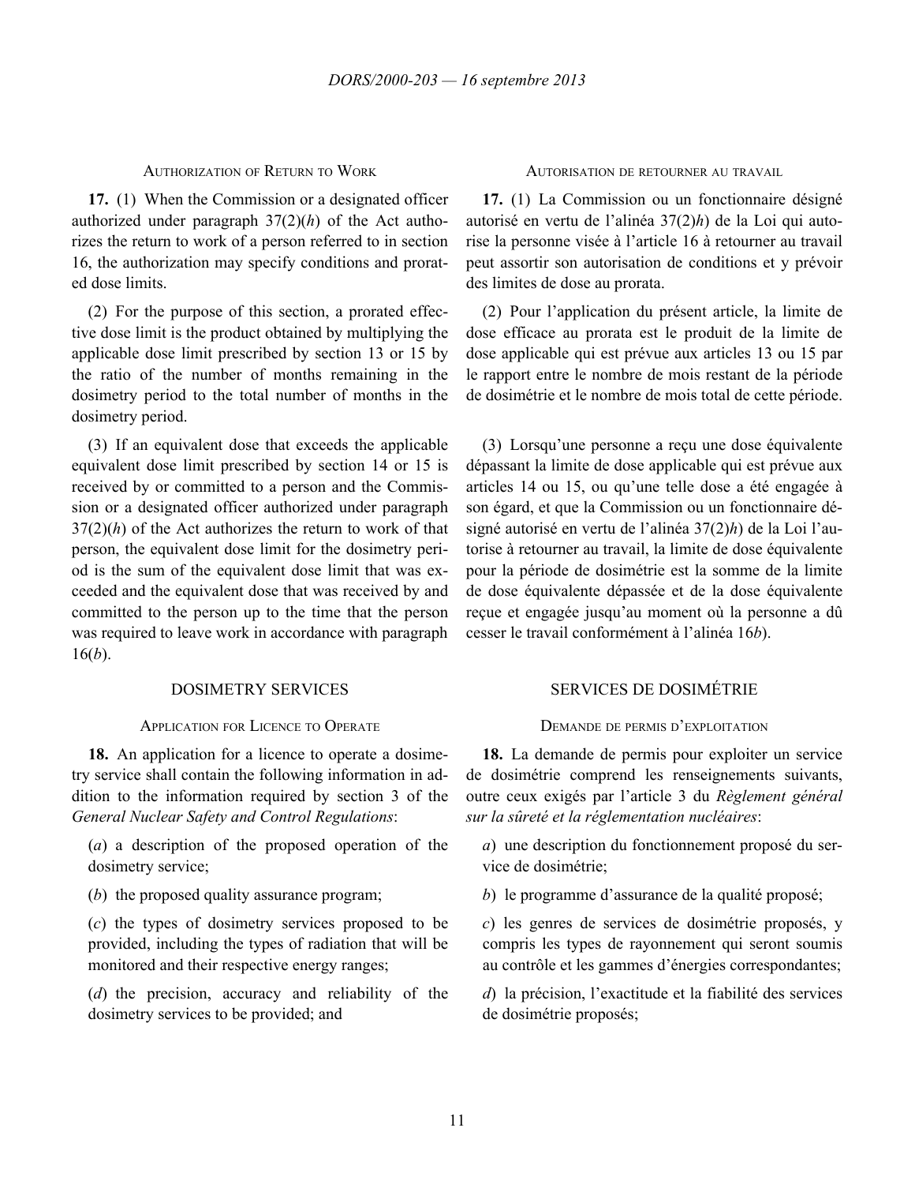#### Authorization of Return to Work

**17.** (1) When the Commission or a designated officer authorized under paragraph 37(2)(*h*) of the Act authorizes the return to work of a person referred to in section 16, the authorization may specify conditions and prorated dose limits.

(2) For the purpose of this section, a prorated effective dose limit is the product obtained by multiplying the applicable dose limit prescribed by section 13 or 15 by the ratio of the number of months remaining in the dosimetry period to the total number of months in the dosimetry period.

(3) If an equivalent dose that exceeds the applicable equivalent dose limit prescribed by section 14 or 15 is received by or committed to a person and the Commission or a designated officer authorized under paragraph 37(2)(*h*) of the Act authorizes the return to work of that person, the equivalent dose limit for the dosimetry period is the sum of the equivalent dose limit that was exceeded and the equivalent dose that was received by and committed to the person up to the time that the person was required to leave work in accordance with paragraph 16(*b*).

#### Autorisation de retourner au travail

**17.** (1) La Commission ou un fonctionnaire désigné autorisé en vertu de l'alinéa 37(2)*h*) de la Loi qui autorise la personne visée à l'article 16 à retourner au travail peut assortir son autorisation de conditions et y prévoir des limites de dose au prorata.

(2) Pour l'application du présent article, la limite de dose efficace au prorata est le produit de la limite de dose applicable qui est prévue aux articles 13 ou 15 par le rapport entre le nombre de mois restant de la période de dosimétrie et le nombre de mois total de cette période.

(3) Lorsqu'une personne a reçu une dose équivalente dépassant la limite de dose applicable qui est prévue aux articles 14 ou 15, ou qu'une telle dose a été engagée à son égard, et que la Commission ou un fonctionnaire désigné autorisé en vertu de l'alinéa 37(2)*h*) de la Loi l'autorise à retourner au travail, la limite de dose équivalente pour la période de dosimétrie est la somme de la limite de dose équivalente dépassée et de la dose équivalente reçue et engagée jusqu'au moment où la personne a dû cesser le travail conformément à l'alinéa 16*b*).

### DOSIMETRY SERVICES

#### Application for Licence to Operate

**18.** An application for a licence to operate a dosimetry service shall contain the following information in addition to the information required by section 3 of the *General Nuclear Safety and Control Regulations*:

(*a*) a description of the proposed operation of the dosimetry service;

(*b*) the proposed quality assurance program;

(*c*) the types of dosimetry services proposed to be provided, including the types of radiation that will be monitored and their respective energy ranges;

(*d*) the precision, accuracy and reliability of the dosimetry services to be provided; and

### SERVICES DE DOSIMÉTRIE

#### Demande de permis d'exploitation

**18.** La demande de permis pour exploiter un service de dosimétrie comprend les renseignements suivants, outre ceux exigés par l'article 3 du *Règlement général sur la sûreté et la réglementation nucléaires*:

*a*) une description du fonctionnement proposé du service de dosimétrie;

*b*) le programme d'assurance de la qualité proposé;

*c*) les genres de services de dosimétrie proposés, y compris les types de rayonnement qui seront soumis au contrôle et les gammes d'énergies correspondantes;

*d*) la précision, l'exactitude et la fiabilité des services de dosimétrie proposés;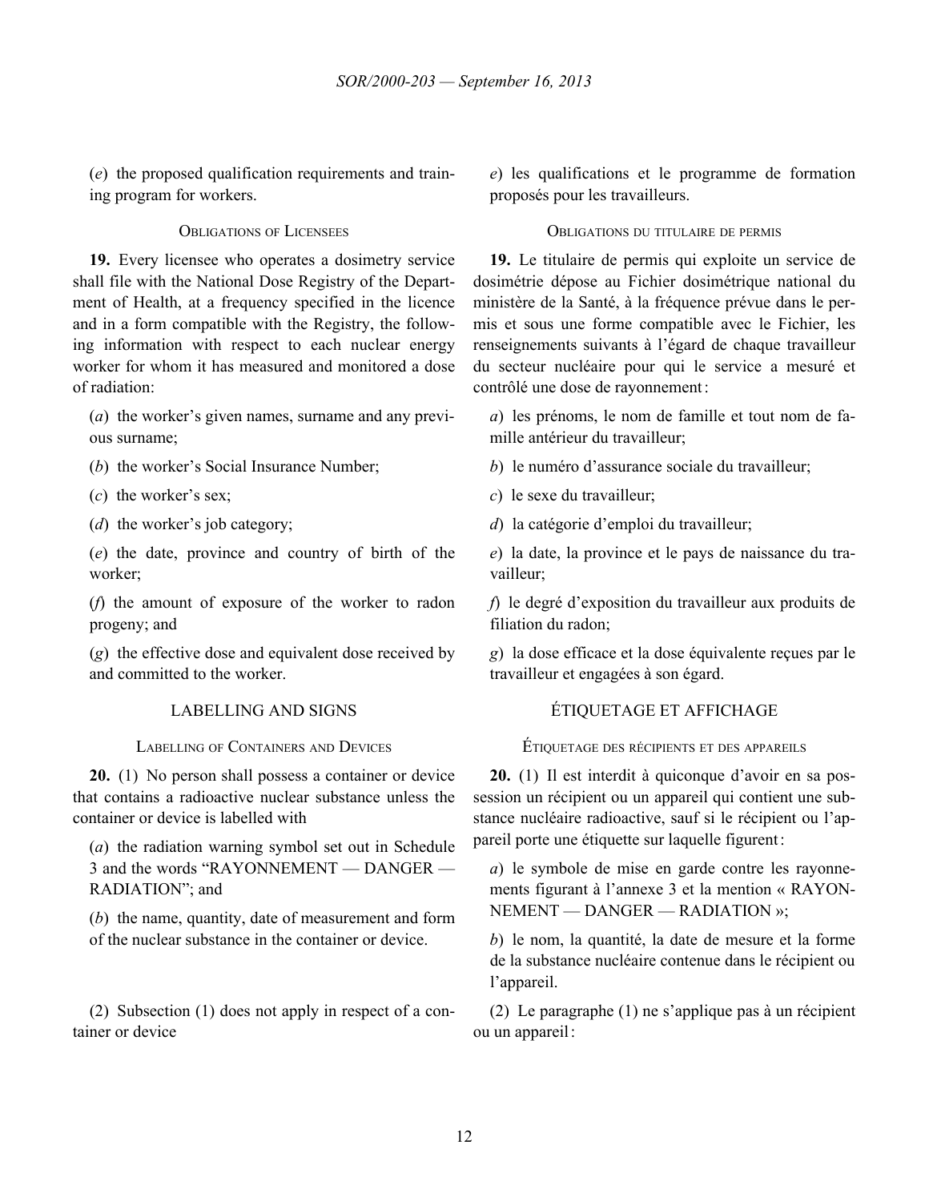(*e*) the proposed qualification requirements and training program for workers.

#### Obligations of Licensees

**19.** Every licensee who operates a dosimetry service shall file with the National Dose Registry of the Department of Health, at a frequency specified in the licence and in a form compatible with the Registry, the following information with respect to each nuclear energy worker for whom it has measured and monitored a dose of radiation:

(*a*) the worker's given names, surname and any previous surname;

(*b*) the worker's Social Insurance Number;

(*c*) the worker's sex;

(*d*) the worker's job category;

(*e*) the date, province and country of birth of the worker;

(*f*) the amount of exposure of the worker to radon progeny; and

(*g*) the effective dose and equivalent dose received by and committed to the worker.

### LABELLING AND SIGNS

#### Labelling of Containers and Devices

**20.** (1) No person shall possess a container or device that contains a radioactive nuclear substance unless the container or device is labelled with

(*a*) the radiation warning symbol set out in Schedule 3 and the words "RAYONNEMENT — DANGER — RADIATION"; and

(*b*) the name, quantity, date of measurement and form of the nuclear substance in the container or device.

(2) Subsection (1) does not apply in respect of a container or device

*e*) les qualifications et le programme de formation proposés pour les travailleurs.

#### Obligations du titulaire de permis

**19.** Le titulaire de permis qui exploite un service de dosimétrie dépose au Fichier dosimétrique national du ministère de la Santé, à la fréquence prévue dans le permis et sous une forme compatible avec le Fichier, les renseignements suivants à l'égard de chaque travailleur du secteur nucléaire pour qui le service a mesuré et contrôlé une dose de rayonnement :

*a*) les prénoms, le nom de famille et tout nom de famille antérieur du travailleur;

*b*) le numéro d'assurance sociale du travailleur;

*c*) le sexe du travailleur;

*d*) la catégorie d'emploi du travailleur;

*e*) la date, la province et le pays de naissance du travailleur;

*f*) le degré d'exposition du travailleur aux produits de filiation du radon;

*g*) la dose efficace et la dose équivalente reçues par le travailleur et engagées à son égard.

### ÉTIQUETAGE ET AFFICHAGE

#### Étiquetage des récipients et des appareils

**20.** (1) Il est interdit à quiconque d'avoir en sa possession un récipient ou un appareil qui contient une substance nucléaire radioactive, sauf si le récipient ou l'appareil porte une étiquette sur laquelle figurent :

*a*) le symbole de mise en garde contre les rayonnements figurant à l'annexe 3 et la mention « RAYONNEMENT — DANGER — RADIATION »;

*b*) le nom, la quantité, la date de mesure et la forme de la substance nucléaire contenue dans le récipient ou l'appareil.

(2) Le paragraphe (1) ne s'applique pas à un récipient ou un appareil :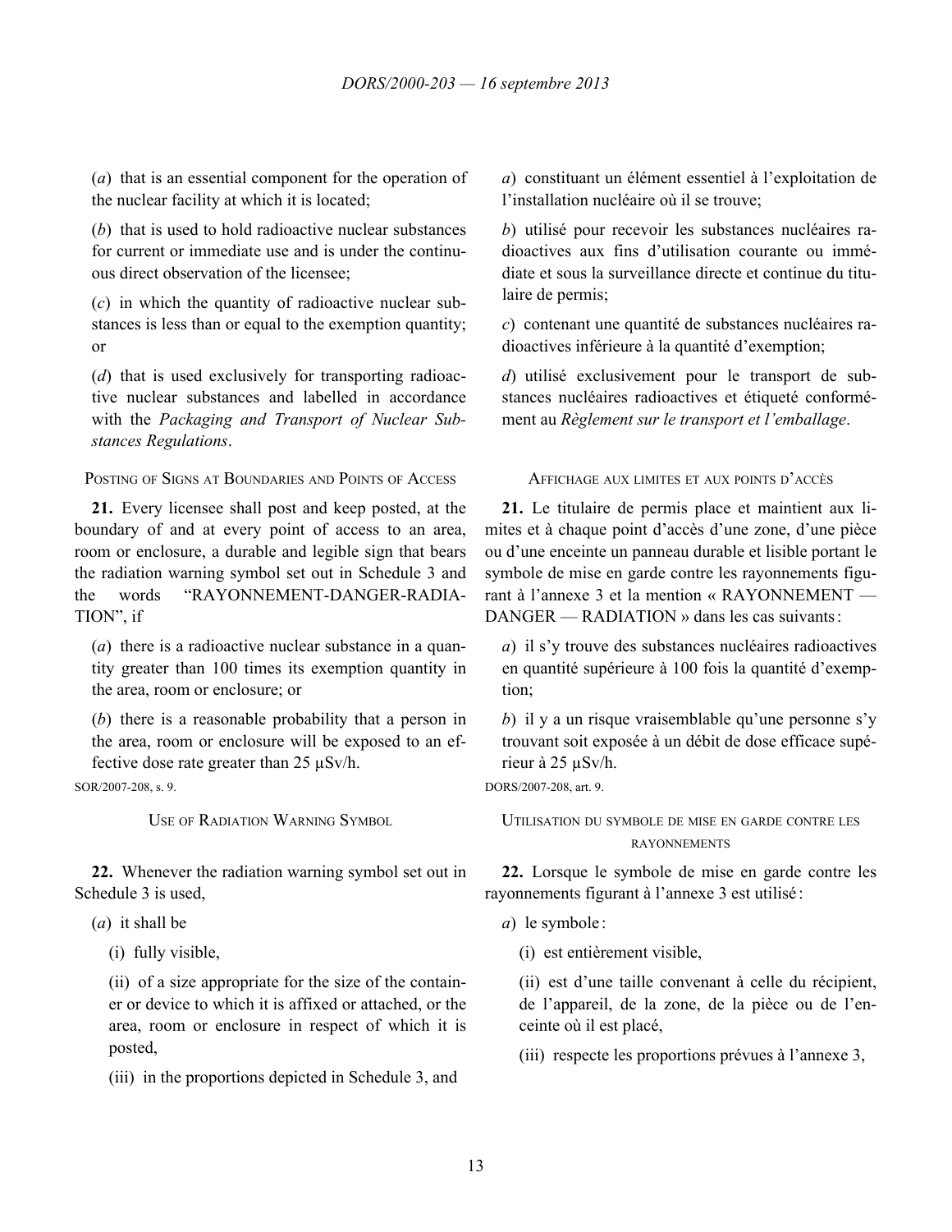(*a*) that is an essential component for the operation of the nuclear facility at which it is located;

(*b*) that is used to hold radioactive nuclear substances for current or immediate use and is under the continuous direct observation of the licensee;

(*c*) in which the quantity of radioactive nuclear substances is less than or equal to the exemption quantity; or

(*d*) that is used exclusively for transporting radioactive nuclear substances and labelled in accordance with the *Packaging and Transport of Nuclear Substances Regulations*.

*a*) constituant un élément essentiel à l'exploitation de l'installation nucléaire où il se trouve;

*b*) utilisé pour recevoir les substances nucléaires radioactives aux fins d'utilisation courante ou immédiate et sous la surveillance directe et continue du titulaire de permis;

*c*) contenant une quantité de substances nucléaires radioactives inférieure à la quantité d'exemption;

*d*) utilisé exclusivement pour le transport de substances nucléaires radioactives et étiqueté conformément au *Règlement sur le transport et l'emballage*.

### Posting of Signs at Boundaries and Points of Access

**21.** Every licensee shall post and keep posted, at the boundary of and at every point of access to an area, room or enclosure, a durable and legible sign that bears the radiation warning symbol set out in Schedule 3 and the words "RAYONNEMENT-DANGER-RADIATION", if

(*a*) there is a radioactive nuclear substance in a quantity greater than 100 times its exemption quantity in the area, room or enclosure; or

(*b*) there is a reasonable probability that a person in the area, room or enclosure will be exposed to an effective dose rate greater than 25 µSv/h.

SOR/2007-208, s. 9.

### Affichage aux limites et aux points d'accès

**21.** Le titulaire de permis place et maintient aux limites et à chaque point d'accès d'une zone, d'une pièce ou d'une enceinte un panneau durable et lisible portant le symbole de mise en garde contre les rayonnements figurant à l'annexe 3 et la mention « RAYONNEMENT — DANGER — RADIATION » dans les cas suivants :

*a*) il s'y trouve des substances nucléaires radioactives en quantité supérieure à 100 fois la quantité d'exemption;

*b*) il y a un risque vraisemblable qu'une personne s'y trouvant soit exposée à un débit de dose efficace supérieur à 25 µSv/h.

DORS/2007-208, art. 9.

### Use of Radiation Warning Symbol

**22.** Whenever the radiation warning symbol set out in Schedule 3 is used,

(*a*) it shall be

(i) fully visible,

(ii) of a size appropriate for the size of the container or device to which it is affixed or attached, or the area, room or enclosure in respect of which it is posted,

(iii) in the proportions depicted in Schedule 3, and

### Utilisation du symbole de mise en garde contre les rayonnements

**22.** Lorsque le symbole de mise en garde contre les rayonnements figurant à l'annexe 3 est utilisé :

*a*) le symbole :

(i) est entièrement visible,

(ii) est d'une taille convenant à celle du récipient, de l'appareil, de la zone, de la pièce ou de l'enceinte où il est placé,

(iii) respecte les proportions prévues à l'annexe 3,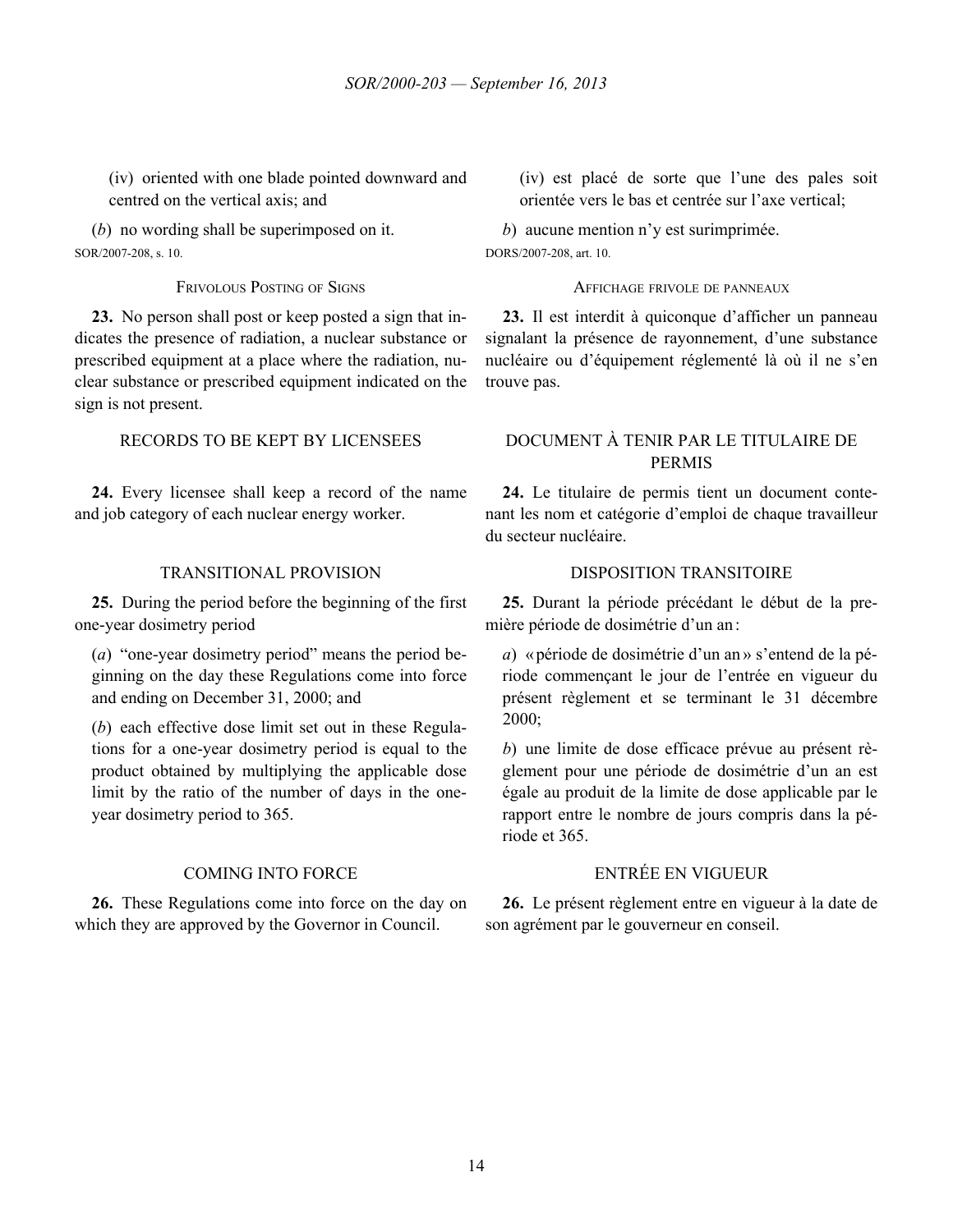(iv) oriented with one blade pointed downward and centred on the vertical axis; and

(*b*) no wording shall be superimposed on it.

SOR/2007-208, s. 10.

Frivolous Posting of Signs

**23.** No person shall post or keep posted a sign that indicates the presence of radiation, a nuclear substance or prescribed equipment at a place where the radiation, nuclear substance or prescribed equipment indicated on the sign is not present.

## RECORDS TO BE KEPT BY LICENSEES

**24.** Every licensee shall keep a record of the name and job category of each nuclear energy worker.

## TRANSITIONAL PROVISION

**25.** During the period before the beginning of the first one-year dosimetry period

(*a*) "one-year dosimetry period" means the period beginning on the day these Regulations come into force and ending on December 31, 2000; and

(*b*) each effective dose limit set out in these Regulations for a one-year dosimetry period is equal to the product obtained by multiplying the applicable dose limit by the ratio of the number of days in the one-year dosimetry period to 365.

## COMING INTO FORCE

**26.** These Regulations come into force on the day on which they are approved by the Governor in Council.

(iv) est placé de sorte que l'une des pales soit orientée vers le bas et centrée sur l'axe vertical;

*b*) aucune mention n'y est surimprimée.

DORS/2007-208, art. 10.

Affichage frivole de panneaux

**23.** Il est interdit à quiconque d'afficher un panneau signalant la présence de rayonnement, d'une substance nucléaire ou d'équipement réglementé là où il ne s'en trouve pas.

## DOCUMENT À TENIR PAR LE TITULAIRE DE PERMIS

**24.** Le titulaire de permis tient un document contenant les nom et catégorie d'emploi de chaque travailleur du secteur nucléaire.

## DISPOSITION TRANSITOIRE

**25.** Durant la période précédant le début de la première période de dosimétrie d'un an :

*a*) « période de dosimétrie d'un an » s'entend de la période commençant le jour de l'entrée en vigueur du présent règlement et se terminant le 31 décembre 2000;

*b*) une limite de dose efficace prévue au présent règlement pour une période de dosimétrie d'un an est égale au produit de la limite de dose applicable par le rapport entre le nombre de jours compris dans la période et 365.

## ENTRÉE EN VIGUEUR

**26.** Le présent règlement entre en vigueur à la date de son agrément par le gouverneur en conseil.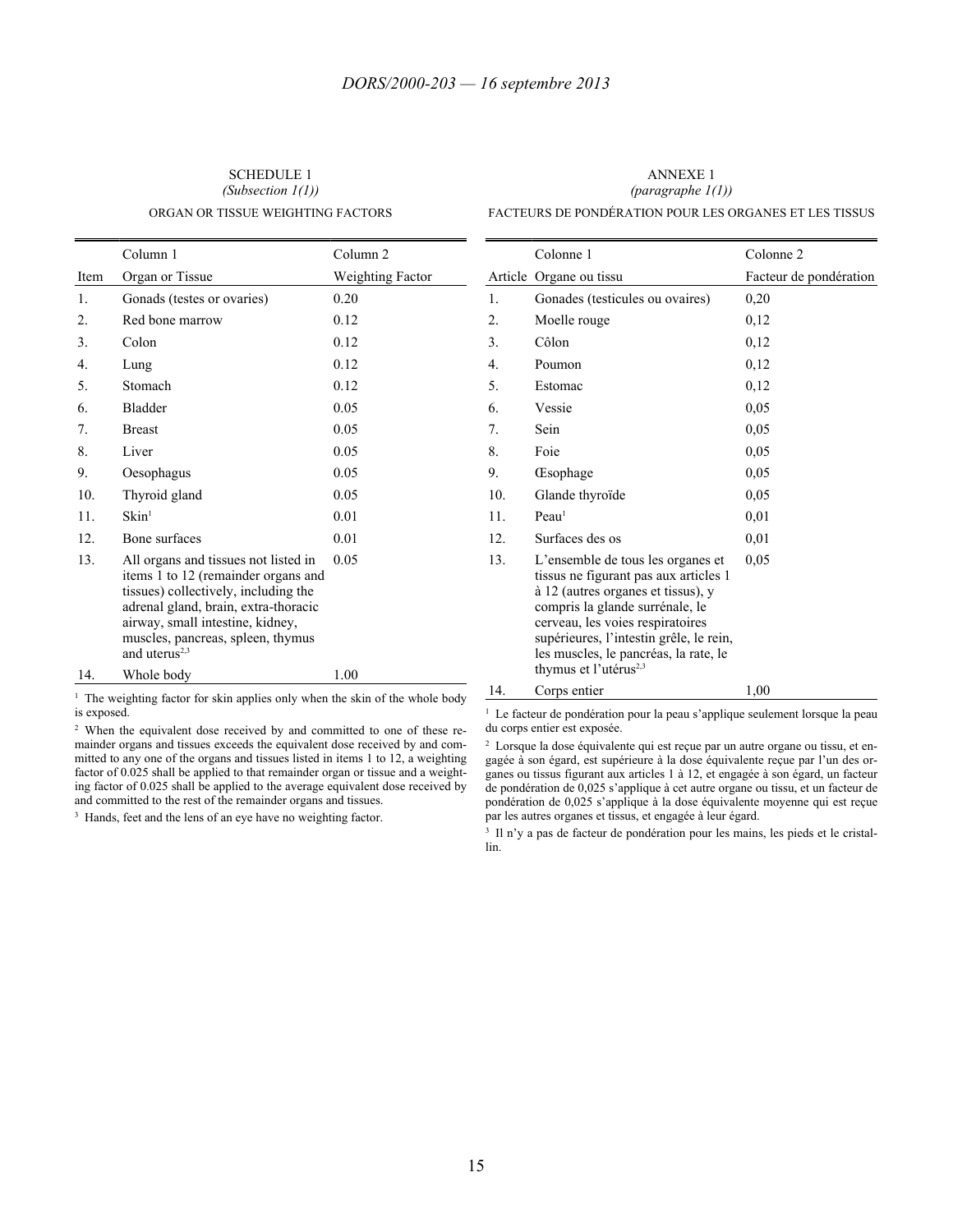SCHEDULE 1
*(Subsection 1(1))*

ORGAN OR TISSUE WEIGHTING FACTORS

| | Column 1 | Column 2 |
|---|---|---|
| Item | Organ or Tissue | Weighting Factor |
| 1. | Gonads (testes or ovaries) | 0.20 |
| 2. | Red bone marrow | 0.12 |
| 3. | Colon | 0.12 |
| 4. | Lung | 0.12 |
| 5. | Stomach | 0.12 |
| 6. | Bladder | 0.05 |
| 7. | Breast | 0.05 |
| 8. | Liver | 0.05 |
| 9. | Oesophagus | 0.05 |
| 10. | Thyroid gland | 0.05 |
| 11. | Skin[1] | 0.01 |
| 12. | Bone surfaces | 0.01 |
| 13. | All organs and tissues not listed in items 1 to 12 (remainder organs and tissues) collectively, including the adrenal gland, brain, extra-thoracic airway, small intestine, kidney, muscles, pancreas, spleen, thymus and uterus[2,3] | 0.05 |
| 14. | Whole body | 1.00 |

[1] The weighting factor for skin applies only when the skin of the whole body is exposed.

[2] When the equivalent dose received by and committed to one of these remainder organs and tissues exceeds the equivalent dose received by and committed to any one of the organs and tissues listed in items 1 to 12, a weighting factor of 0.025 shall be applied to that remainder organ or tissue and a weighting factor of 0.025 shall be applied to the average equivalent dose received by and committed to the rest of the remainder organs and tissues.

[3] Hands, feet and the lens of an eye have no weighting factor.

ANNEXE 1
*(paragraphe 1(1))*

FACTEURS DE PONDÉRATION POUR LES ORGANES ET LES TISSUS

| | Colonne 1 | Colonne 2 |
|---|---|---|
| Article | Organe ou tissu | Facteur de pondération |
| 1. | Gonades (testicules ou ovaires) | 0,20 |
| 2. | Moelle rouge | 0,12 |
| 3. | Côlon | 0,12 |
| 4. | Poumon | 0,12 |
| 5. | Estomac | 0,12 |
| 6. | Vessie | 0,05 |
| 7. | Sein | 0,05 |
| 8. | Foie | 0,05 |
| 9. | Œsophage | 0,05 |
| 10. | Glande thyroïde | 0,05 |
| 11. | Peau[1] | 0,01 |
| 12. | Surfaces des os | 0,01 |
| 13. | L'ensemble de tous les organes et tissus ne figurant pas aux articles 1 à 12 (autres organes et tissus), y compris la glande surrénale, le cerveau, les voies respiratoires supérieures, l'intestin grêle, le rein, les muscles, le pancréas, la rate, le thymus et l'utérus[2,3] | 0,05 |
| 14. | Corps entier | 1,00 |

[1] Le facteur de pondération pour la peau s'applique seulement lorsque la peau du corps entier est exposée.

[2] Lorsque la dose équivalente qui est reçue par un autre organe ou tissu, et engagée à son égard, est supérieure à la dose équivalente reçue par l'un des organes ou tissus figurant aux articles 1 à 12, et engagée à son égard, un facteur de pondération de 0,025 s'applique à cet autre organe ou tissu, et un facteur de pondération de 0,025 s'applique à la dose équivalente moyenne qui est reçue par les autres organes et tissus, et engagée à leur égard.

[3] Il n'y a pas de facteur de pondération pour les mains, les pieds et le cristallin.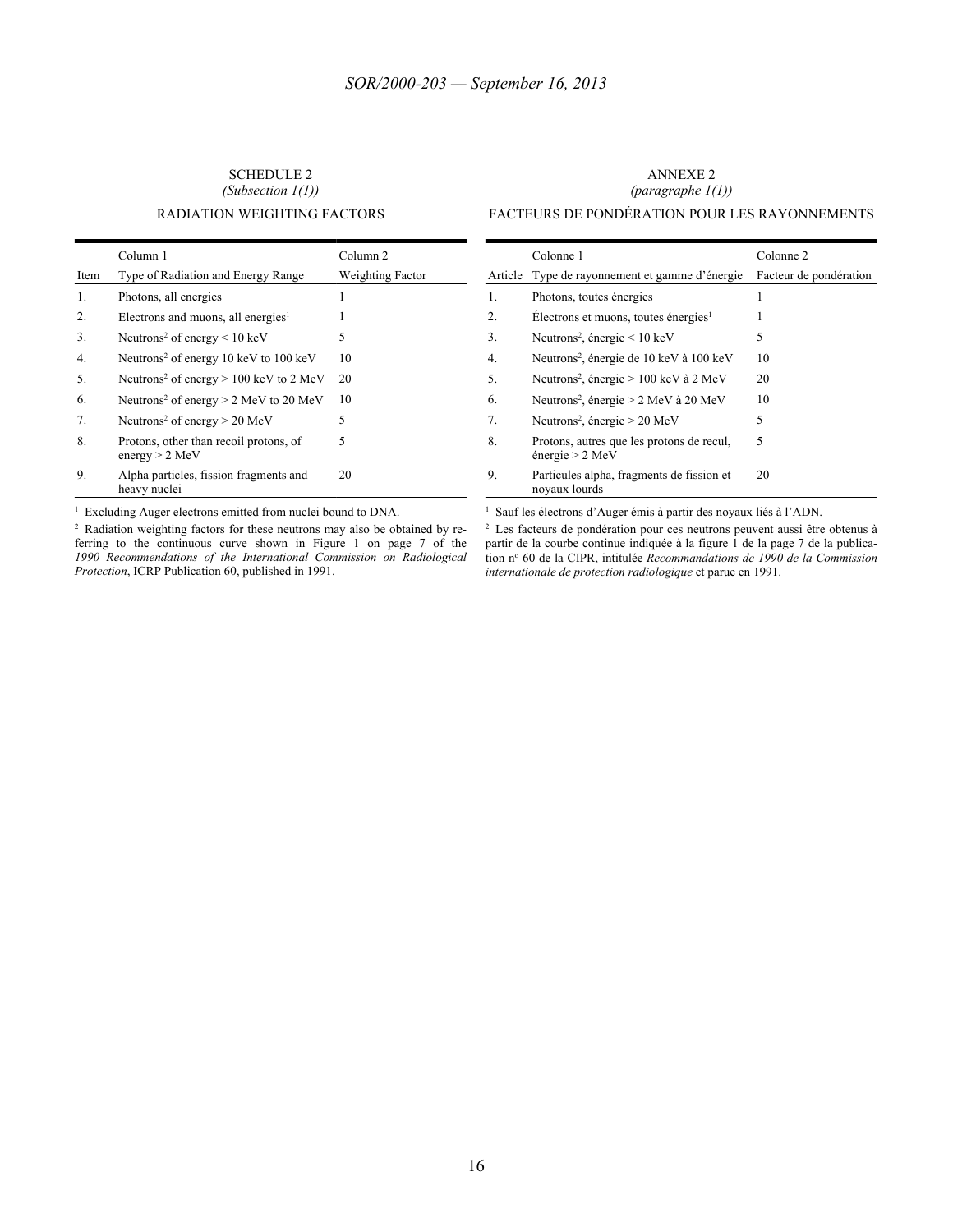SCHEDULE 2
*(Subsection 1(1))*

RADIATION WEIGHTING FACTORS

| Item | Column 1<br>Type of Radiation and Energy Range | Column 2<br>Weighting Factor |
|---|---|---|
| 1. | Photons, all energies | 1 |
| 2. | Electrons and muons, all energies[1] | 1 |
| 3. | Neutrons[2] of energy < 10 keV | 5 |
| 4. | Neutrons[2] of energy 10 keV to 100 keV | 10 |
| 5. | Neutrons[2] of energy > 100 keV to 2 MeV | 20 |
| 6. | Neutrons[2] of energy > 2 MeV to 20 MeV | 10 |
| 7. | Neutrons[2] of energy > 20 MeV | 5 |
| 8. | Protons, other than recoil protons, of energy > 2 MeV | 5 |
| 9. | Alpha particles, fission fragments and heavy nuclei | 20 |

[1] Excluding Auger electrons emitted from nuclei bound to DNA.

[2] Radiation weighting factors for these neutrons may also be obtained by referring to the continuous curve shown in Figure 1 on page 7 of the *1990 Recommendations of the International Commission on Radiological Protection*, ICRP Publication 60, published in 1991.

ANNEXE 2
*(paragraphe 1(1))*

FACTEURS DE PONDÉRATION POUR LES RAYONNEMENTS

| Article | Colonne 1<br>Type de rayonnement et gamme d'énergie | Colonne 2<br>Facteur de pondération |
|---|---|---|
| 1. | Photons, toutes énergies | 1 |
| 2. | Électrons et muons, toutes énergies[1] | 1 |
| 3. | Neutrons[2], énergie < 10 keV | 5 |
| 4. | Neutrons[2], énergie de 10 keV à 100 keV | 10 |
| 5. | Neutrons[2], énergie > 100 keV à 2 MeV | 20 |
| 6. | Neutrons[2], énergie > 2 MeV à 20 MeV | 10 |
| 7. | Neutrons[2], énergie > 20 MeV | 5 |
| 8. | Protons, autres que les protons de recul, énergie > 2 MeV | 5 |
| 9. | Particules alpha, fragments de fission et noyaux lourds | 20 |

[1] Sauf les électrons d'Auger émis à partir des noyaux liés à l'ADN.

[2] Les facteurs de pondération pour ces neutrons peuvent aussi être obtenus à partir de la courbe continue indiquée à la figure 1 de la page 7 de la publication nº 60 de la CIPR, intitulée *Recommandations de 1990 de la Commission internationale de protection radiologique* et parue en 1991.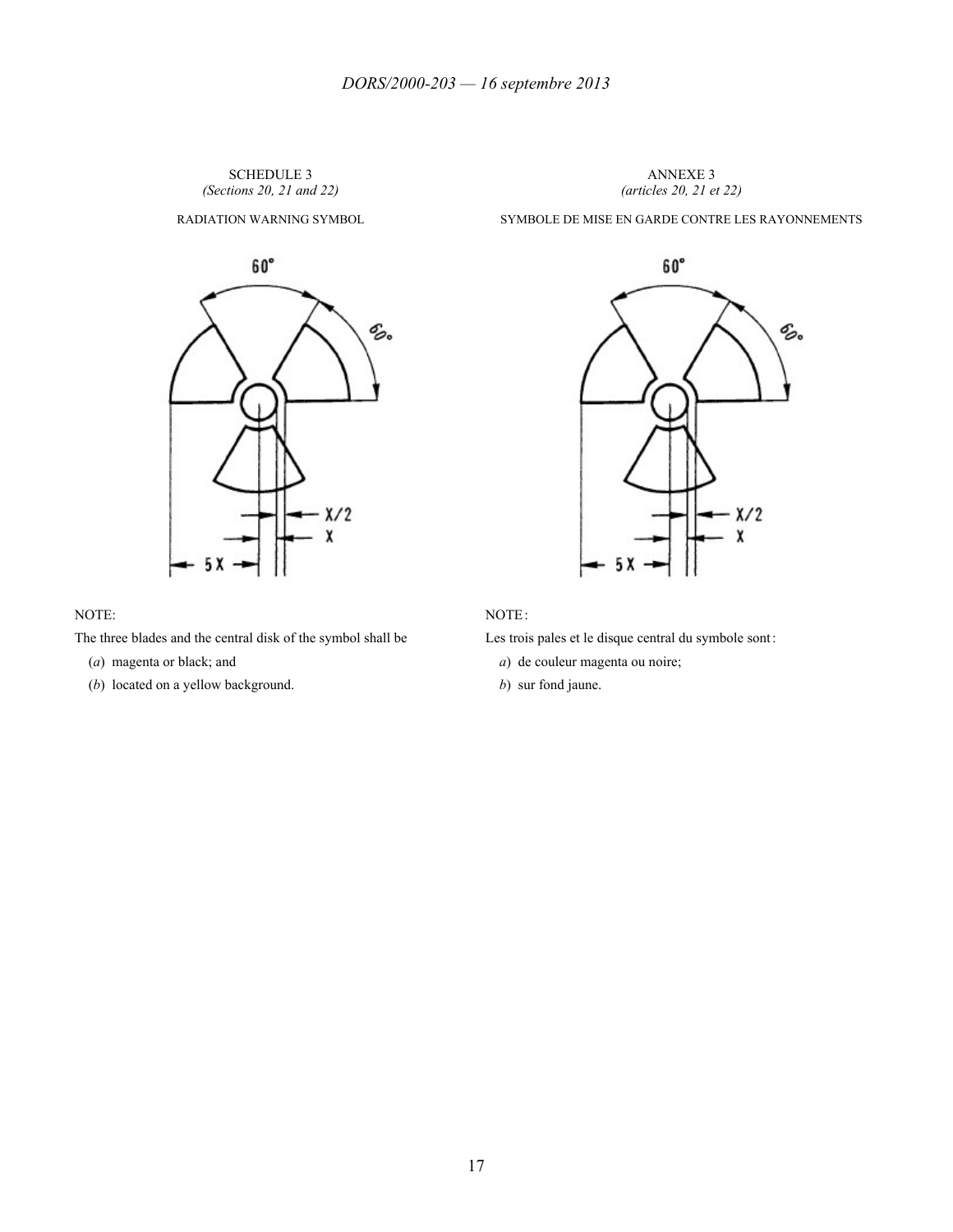SCHEDULE 3
*(Sections 20, 21 and 22)*

RADIATION WARNING SYMBOL

60°

60°

X/2

X

5 X

NOTE:

The three blades and the central disk of the symbol shall be

(*a*) magenta or black; and

(*b*) located on a yellow background.

ANNEXE 3
*(articles 20, 21 et 22)*

SYMBOLE DE MISE EN GARDE CONTRE LES RAYONNEMENTS

60°

60°

X/2

X

5 X

NOTE :

Les trois pales et le disque central du symbole sont :

*a*) de couleur magenta ou noire;

*b*) sur fond jaune.